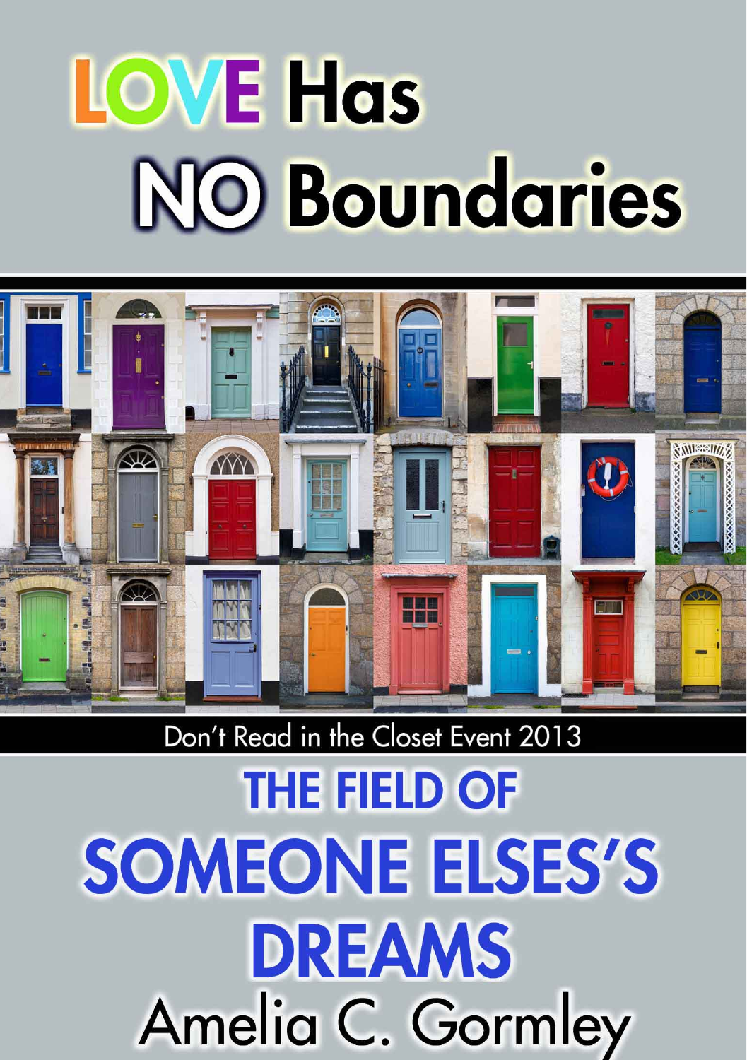# LOVE Has NO Boundaries

Don't Read in the Closet Event 2013

# THE FIELD OF SOMEONE ELSES'S DREAMS

Amelia C. Gormley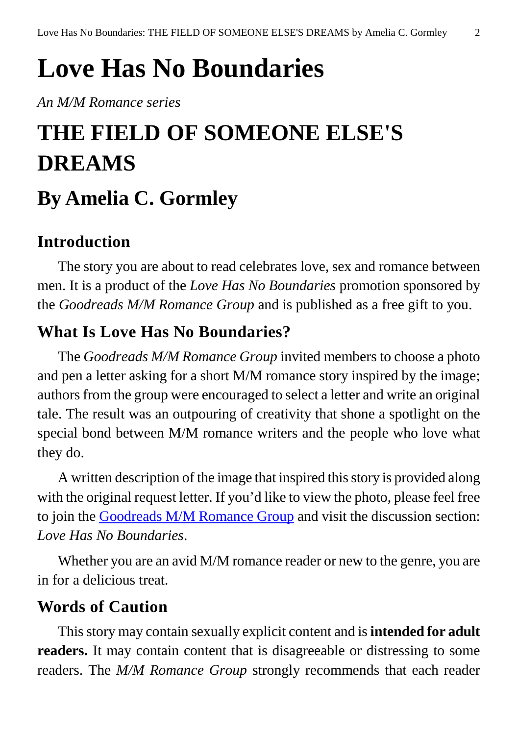# Love Has No Boundaries

*An M/M Romance series*

# THE FIELD OF SOMEONE ELSE'S DREAMS

## By Amelia C. Gormley

### Introduction

The story you are about to read celebrates love, sex and romance between men. It is a product of the *Love Has No Boundaries* promotion sponsored by the *Goodreads M/M Romance Group* and is published as a free gift to you.

### What Is Love Has No Boundaries?

The *Goodreads M/M Romance Group* invited members to choose a photo and pen a letter asking for a short M/M romance story inspired by the image; authors from the group were encouraged to select a letter and write an original tale. The result was an outpouring of creativity that shone a spotlight on the special bond between M/M romance writers and the people who love what they do.

A written description of the image that inspired this story is provided along with the original request letter. If you'd like to view the photo, please feel free to join the Goodreads M/M Romance Group and visit the discussion section: *Love Has No Boundaries*.

Whether you are an avid M/M romance reader or new to the genre, you are in for a delicious treat.

### Words of Caution

This story may contain sexually explicit content and is **intended for adult readers.** It may contain content that is disagreeable or distressing to some readers. The *M/M Romance Group* strongly recommends that each reader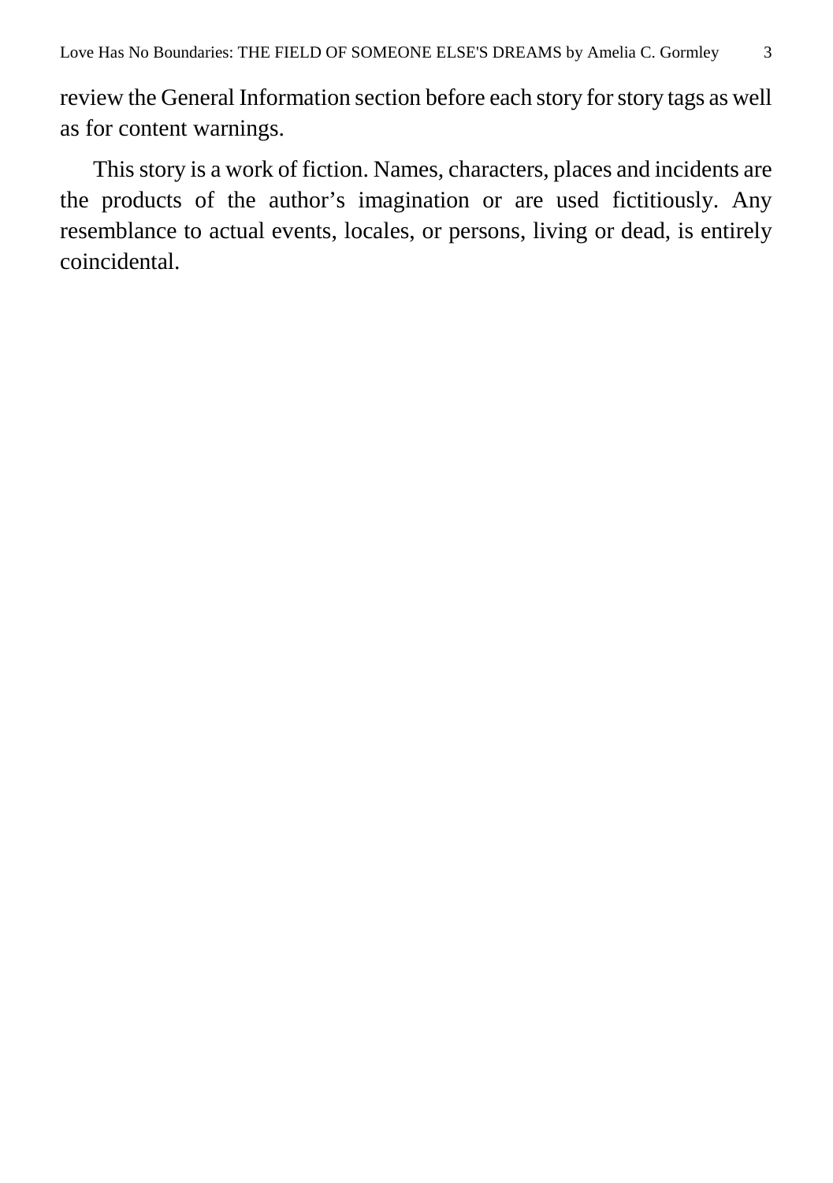review the General Information section before each story for story tags as well as for content warnings.

This story is a work of fiction. Names, characters, places and incidents are the products of the author's imagination or are used fictitiously. Any resemblance to actual events, locales, or persons, living or dead, is entirely coincidental.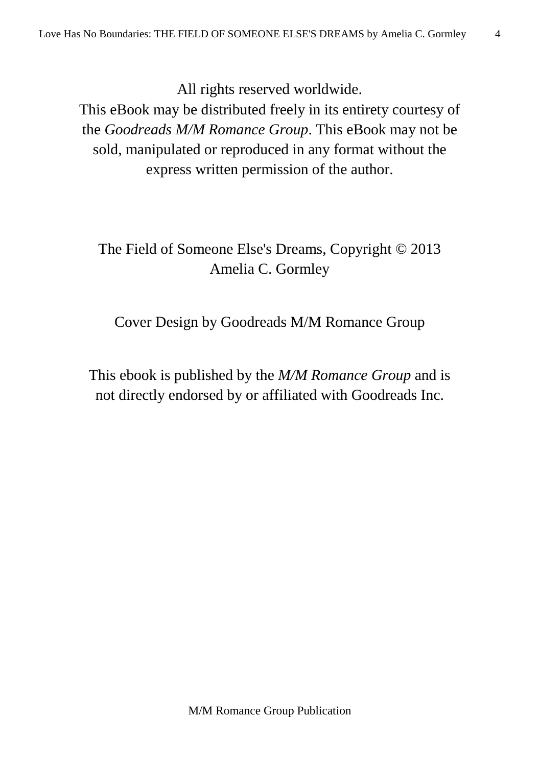All rights reserved worldwide.
This eBook may be distributed freely in its entirety courtesy of the *Goodreads M/M Romance Group*. This eBook may not be sold, manipulated or reproduced in any format without the express written permission of the author.

The Field of Someone Else's Dreams, Copyright © 2013 Amelia C. Gormley

Cover Design by Goodreads M/M Romance Group

This ebook is published by the *M/M Romance Group* and is not directly endorsed by or affiliated with Goodreads Inc.

M/M Romance Group Publication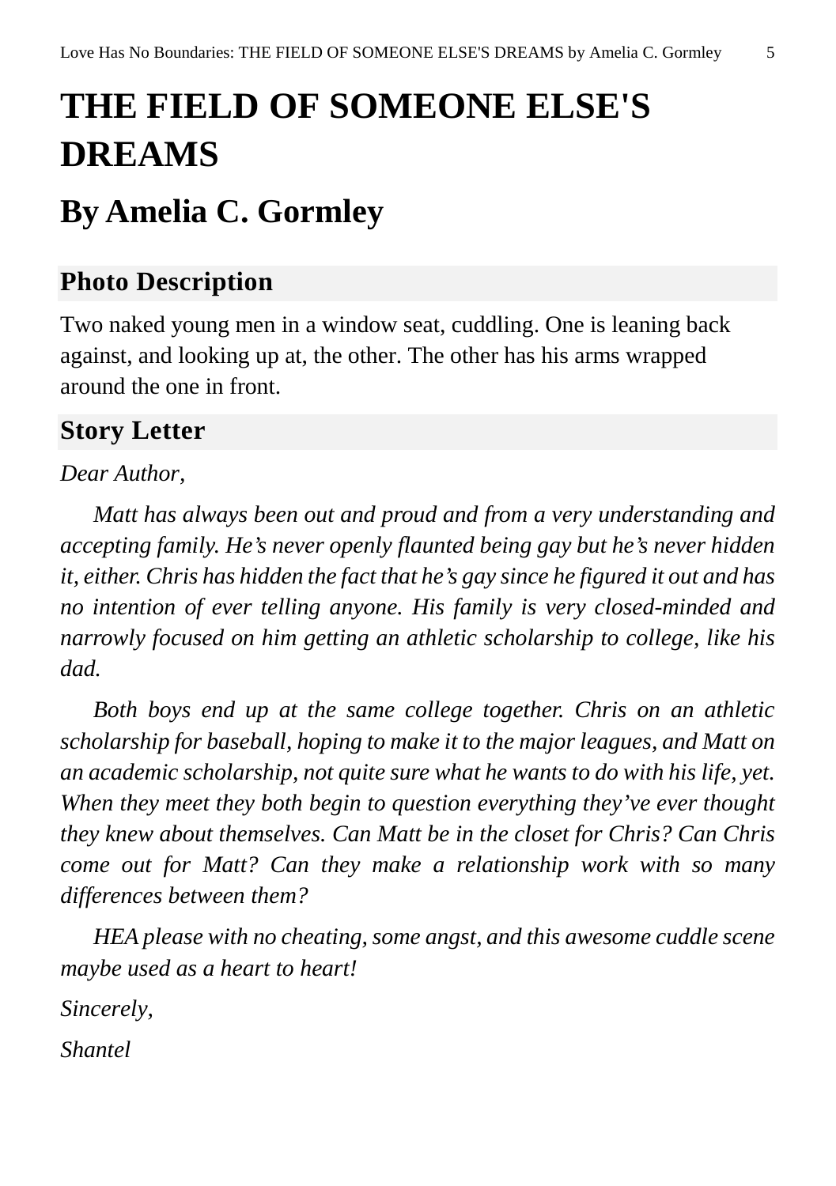# THE FIELD OF SOMEONE ELSE'S DREAMS

## By Amelia C. Gormley

### Photo Description

Two naked young men in a window seat, cuddling. One is leaning back against, and looking up at, the other. The other has his arms wrapped around the one in front.

### Story Letter

*Dear Author,*

*Matt has always been out and proud and from a very understanding and accepting family. He's never openly flaunted being gay but he's never hidden it, either. Chris has hidden the fact that he's gay since he figured it out and has no intention of ever telling anyone. His family is very closed-minded and narrowly focused on him getting an athletic scholarship to college, like his dad.*

*Both boys end up at the same college together. Chris on an athletic scholarship for baseball, hoping to make it to the major leagues, and Matt on an academic scholarship, not quite sure what he wants to do with his life, yet. When they meet they both begin to question everything they've ever thought they knew about themselves. Can Matt be in the closet for Chris? Can Chris come out for Matt? Can they make a relationship work with so many differences between them?*

*HEA please with no cheating, some angst, and this awesome cuddle scene maybe used as a heart to heart!*

*Sincerely,*

*Shantel*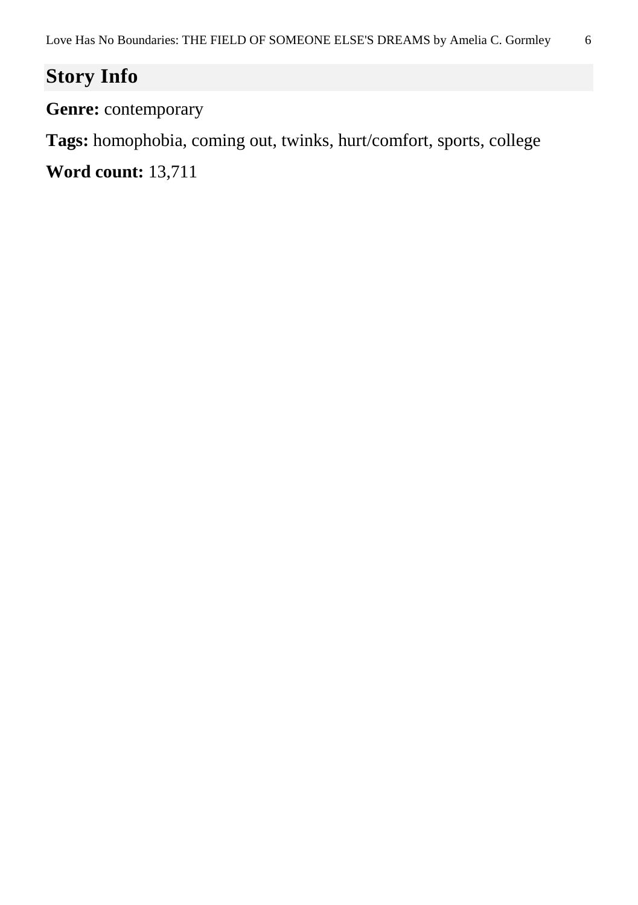## Story Info

**Genre:** contemporary

**Tags:** homophobia, coming out, twinks, hurt/comfort, sports, college

**Word count:** 13,711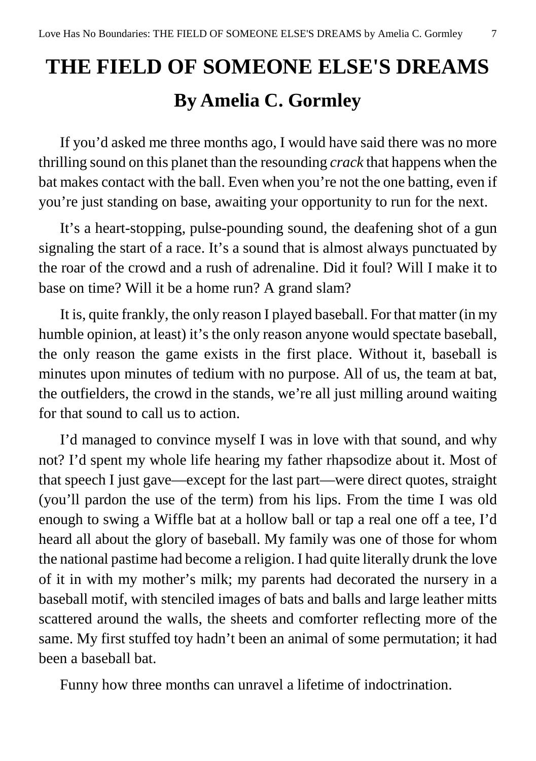# THE FIELD OF SOMEONE ELSE'S DREAMS

## By Amelia C. Gormley

If you'd asked me three months ago, I would have said there was no more thrilling sound on this planet than the resounding *crack* that happens when the bat makes contact with the ball. Even when you're not the one batting, even if you're just standing on base, awaiting your opportunity to run for the next.

It's a heart-stopping, pulse-pounding sound, the deafening shot of a gun signaling the start of a race. It's a sound that is almost always punctuated by the roar of the crowd and a rush of adrenaline. Did it foul? Will I make it to base on time? Will it be a home run? A grand slam?

It is, quite frankly, the only reason I played baseball. For that matter (in my humble opinion, at least) it's the only reason anyone would spectate baseball, the only reason the game exists in the first place. Without it, baseball is minutes upon minutes of tedium with no purpose. All of us, the team at bat, the outfielders, the crowd in the stands, we're all just milling around waiting for that sound to call us to action.

I'd managed to convince myself I was in love with that sound, and why not? I'd spent my whole life hearing my father rhapsodize about it. Most of that speech I just gave—except for the last part—were direct quotes, straight (you'll pardon the use of the term) from his lips. From the time I was old enough to swing a Wiffle bat at a hollow ball or tap a real one off a tee, I'd heard all about the glory of baseball. My family was one of those for whom the national pastime had become a religion. I had quite literally drunk the love of it in with my mother's milk; my parents had decorated the nursery in a baseball motif, with stenciled images of bats and balls and large leather mitts scattered around the walls, the sheets and comforter reflecting more of the same. My first stuffed toy hadn't been an animal of some permutation; it had been a baseball bat.

Funny how three months can unravel a lifetime of indoctrination.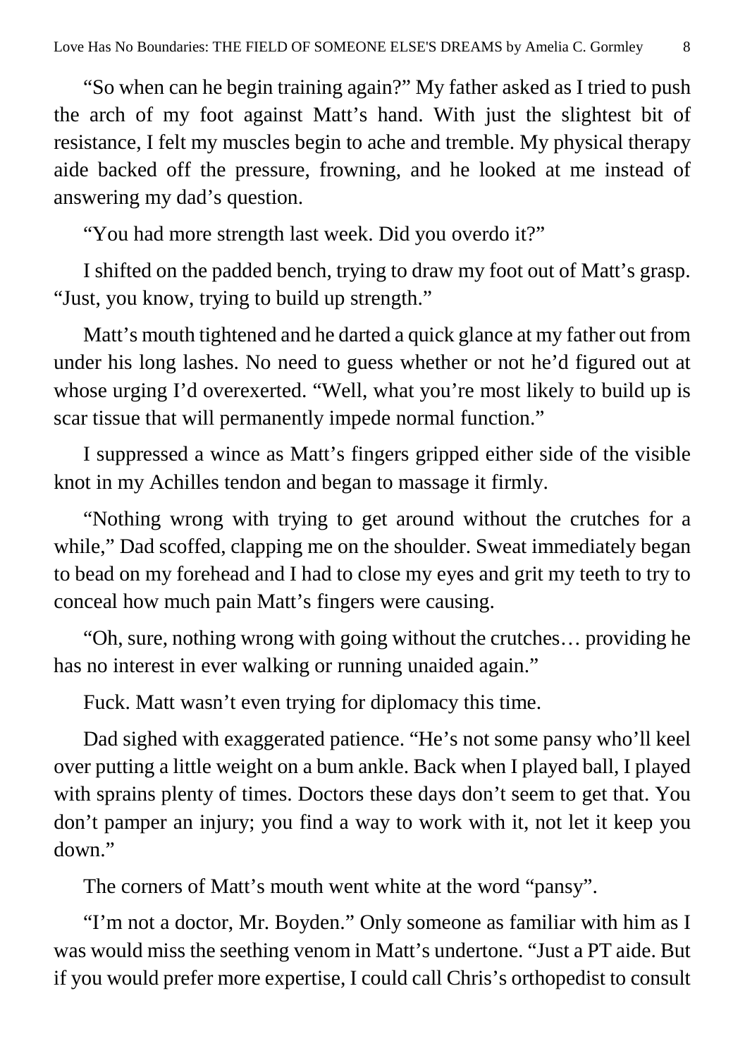“So when can he begin training again?” My father asked as I tried to push the arch of my foot against Matt’s hand. With just the slightest bit of resistance, I felt my muscles begin to ache and tremble. My physical therapy aide backed off the pressure, frowning, and he looked at me instead of answering my dad’s question.

“You had more strength last week. Did you overdo it?”

I shifted on the padded bench, trying to draw my foot out of Matt’s grasp. “Just, you know, trying to build up strength.”

Matt’s mouth tightened and he darted a quick glance at my father out from under his long lashes. No need to guess whether or not he’d figured out at whose urging I’d overexerted. “Well, what you’re most likely to build up is scar tissue that will permanently impede normal function.”

I suppressed a wince as Matt’s fingers gripped either side of the visible knot in my Achilles tendon and began to massage it firmly.

“Nothing wrong with trying to get around without the crutches for a while,” Dad scoffed, clapping me on the shoulder. Sweat immediately began to bead on my forehead and I had to close my eyes and grit my teeth to try to conceal how much pain Matt’s fingers were causing.

“Oh, sure, nothing wrong with going without the crutches… providing he has no interest in ever walking or running unaided again.”

Fuck. Matt wasn’t even trying for diplomacy this time.

Dad sighed with exaggerated patience. “He’s not some pansy who’ll keel over putting a little weight on a bum ankle. Back when I played ball, I played with sprains plenty of times. Doctors these days don’t seem to get that. You don’t pamper an injury; you find a way to work with it, not let it keep you down.”

The corners of Matt’s mouth went white at the word “pansy”.

“I’m not a doctor, Mr. Boyden.” Only someone as familiar with him as I was would miss the seething venom in Matt’s undertone. “Just a PT aide. But if you would prefer more expertise, I could call Chris’s orthopedist to consult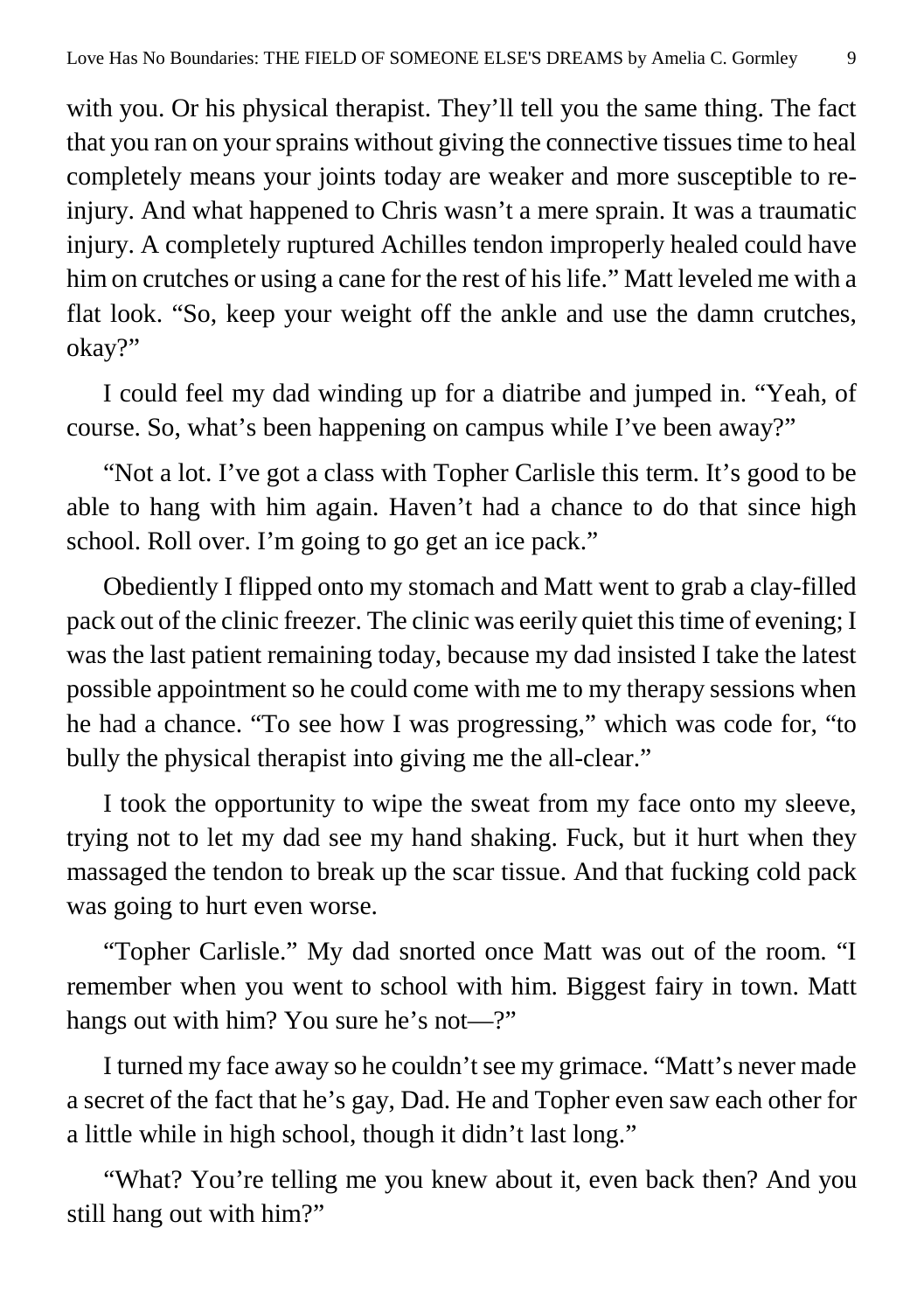with you. Or his physical therapist. They'll tell you the same thing. The fact that you ran on your sprains without giving the connective tissues time to heal completely means your joints today are weaker and more susceptible to re-injury. And what happened to Chris wasn't a mere sprain. It was a traumatic injury. A completely ruptured Achilles tendon improperly healed could have him on crutches or using a cane for the rest of his life." Matt leveled me with a flat look. "So, keep your weight off the ankle and use the damn crutches, okay?"

I could feel my dad winding up for a diatribe and jumped in. "Yeah, of course. So, what's been happening on campus while I've been away?"

"Not a lot. I've got a class with Topher Carlisle this term. It's good to be able to hang with him again. Haven't had a chance to do that since high school. Roll over. I'm going to go get an ice pack."

Obediently I flipped onto my stomach and Matt went to grab a clay-filled pack out of the clinic freezer. The clinic was eerily quiet this time of evening; I was the last patient remaining today, because my dad insisted I take the latest possible appointment so he could come with me to my therapy sessions when he had a chance. "To see how I was progressing," which was code for, "to bully the physical therapist into giving me the all-clear."

I took the opportunity to wipe the sweat from my face onto my sleeve, trying not to let my dad see my hand shaking. Fuck, but it hurt when they massaged the tendon to break up the scar tissue. And that fucking cold pack was going to hurt even worse.

"Topher Carlisle." My dad snorted once Matt was out of the room. "I remember when you went to school with him. Biggest fairy in town. Matt hangs out with him? You sure he's not—?"

I turned my face away so he couldn't see my grimace. "Matt's never made a secret of the fact that he's gay, Dad. He and Topher even saw each other for a little while in high school, though it didn't last long."

"What? You're telling me you knew about it, even back then? And you still hang out with him?"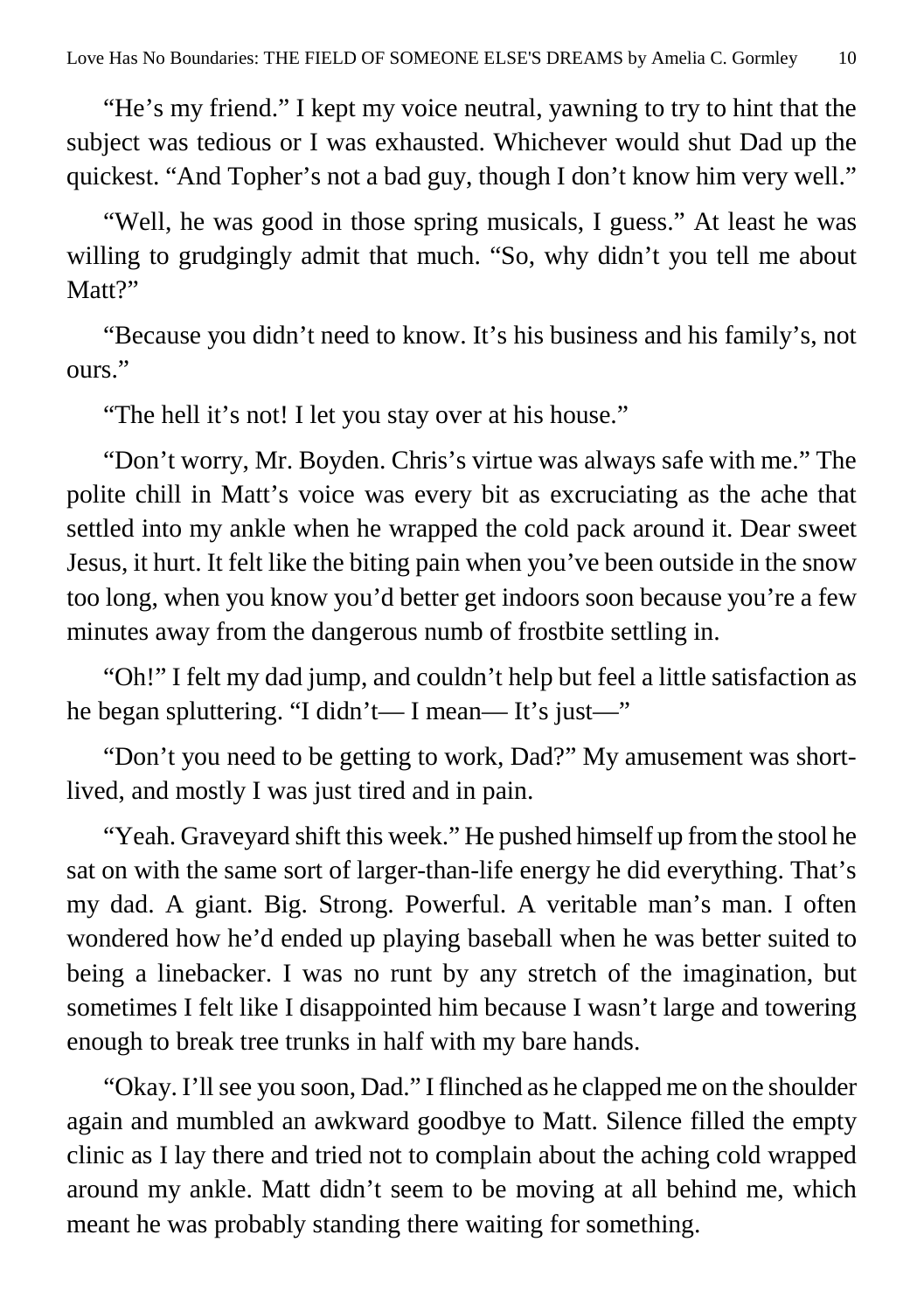"He's my friend." I kept my voice neutral, yawning to try to hint that the subject was tedious or I was exhausted. Whichever would shut Dad up the quickest. "And Topher's not a bad guy, though I don't know him very well."

"Well, he was good in those spring musicals, I guess." At least he was willing to grudgingly admit that much. "So, why didn't you tell me about Matt?"

"Because you didn't need to know. It's his business and his family's, not ours."

"The hell it's not! I let you stay over at his house."

"Don't worry, Mr. Boyden. Chris's virtue was always safe with me." The polite chill in Matt's voice was every bit as excruciating as the ache that settled into my ankle when he wrapped the cold pack around it. Dear sweet Jesus, it hurt. It felt like the biting pain when you've been outside in the snow too long, when you know you'd better get indoors soon because you're a few minutes away from the dangerous numb of frostbite settling in.

"Oh!" I felt my dad jump, and couldn't help but feel a little satisfaction as he began spluttering. "I didn't— I mean— It's just—"

"Don't you need to be getting to work, Dad?" My amusement was short-lived, and mostly I was just tired and in pain.

"Yeah. Graveyard shift this week." He pushed himself up from the stool he sat on with the same sort of larger-than-life energy he did everything. That's my dad. A giant. Big. Strong. Powerful. A veritable man's man. I often wondered how he'd ended up playing baseball when he was better suited to being a linebacker. I was no runt by any stretch of the imagination, but sometimes I felt like I disappointed him because I wasn't large and towering enough to break tree trunks in half with my bare hands.

"Okay. I'll see you soon, Dad." I flinched as he clapped me on the shoulder again and mumbled an awkward goodbye to Matt. Silence filled the empty clinic as I lay there and tried not to complain about the aching cold wrapped around my ankle. Matt didn't seem to be moving at all behind me, which meant he was probably standing there waiting for something.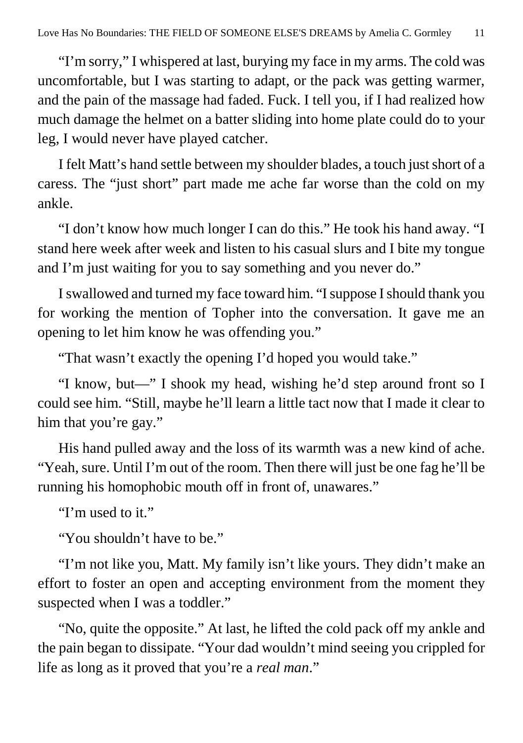"I'm sorry," I whispered at last, burying my face in my arms. The cold was uncomfortable, but I was starting to adapt, or the pack was getting warmer, and the pain of the massage had faded. Fuck. I tell you, if I had realized how much damage the helmet on a batter sliding into home plate could do to your leg, I would never have played catcher.

I felt Matt's hand settle between my shoulder blades, a touch just short of a caress. The "just short" part made me ache far worse than the cold on my ankle.

"I don't know how much longer I can do this." He took his hand away. "I stand here week after week and listen to his casual slurs and I bite my tongue and I'm just waiting for you to say something and you never do."

I swallowed and turned my face toward him. "I suppose I should thank you for working the mention of Topher into the conversation. It gave me an opening to let him know he was offending you."

"That wasn't exactly the opening I'd hoped you would take."

"I know, but—" I shook my head, wishing he'd step around front so I could see him. "Still, maybe he'll learn a little tact now that I made it clear to him that you're gay."

His hand pulled away and the loss of its warmth was a new kind of ache. "Yeah, sure. Until I'm out of the room. Then there will just be one fag he'll be running his homophobic mouth off in front of, unawares."

"I'm used to it."

"You shouldn't have to be."

"I'm not like you, Matt. My family isn't like yours. They didn't make an effort to foster an open and accepting environment from the moment they suspected when I was a toddler."

"No, quite the opposite." At last, he lifted the cold pack off my ankle and the pain began to dissipate. "Your dad wouldn't mind seeing you crippled for life as long as it proved that you're a *real man*."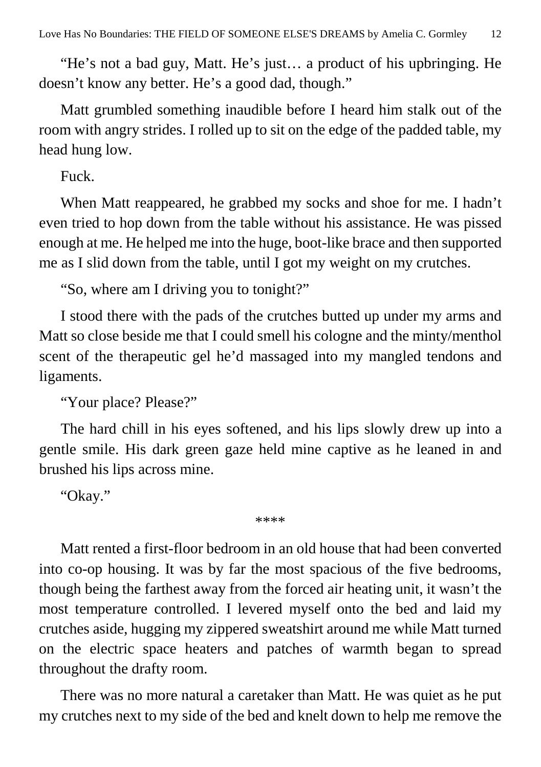"He's not a bad guy, Matt. He's just… a product of his upbringing. He doesn't know any better. He's a good dad, though."

Matt grumbled something inaudible before I heard him stalk out of the room with angry strides. I rolled up to sit on the edge of the padded table, my head hung low.

Fuck.

When Matt reappeared, he grabbed my socks and shoe for me. I hadn't even tried to hop down from the table without his assistance. He was pissed enough at me. He helped me into the huge, boot-like brace and then supported me as I slid down from the table, until I got my weight on my crutches.

"So, where am I driving you to tonight?"

I stood there with the pads of the crutches butted up under my arms and Matt so close beside me that I could smell his cologne and the minty/menthol scent of the therapeutic gel he'd massaged into my mangled tendons and ligaments.

"Your place? Please?"

The hard chill in his eyes softened, and his lips slowly drew up into a gentle smile. His dark green gaze held mine captive as he leaned in and brushed his lips across mine.

"Okay."

****

Matt rented a first-floor bedroom in an old house that had been converted into co-op housing. It was by far the most spacious of the five bedrooms, though being the farthest away from the forced air heating unit, it wasn't the most temperature controlled. I levered myself onto the bed and laid my crutches aside, hugging my zippered sweatshirt around me while Matt turned on the electric space heaters and patches of warmth began to spread throughout the drafty room.

There was no more natural a caretaker than Matt. He was quiet as he put my crutches next to my side of the bed and knelt down to help me remove the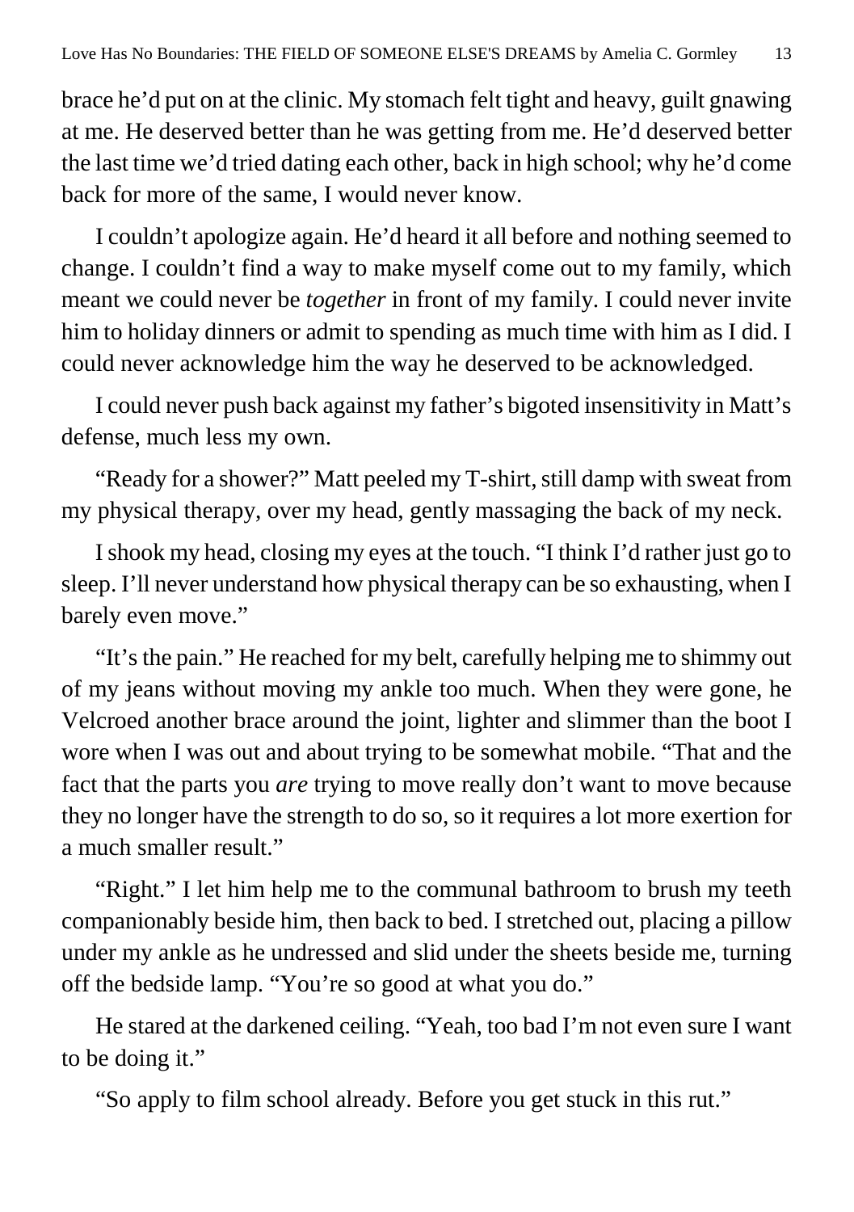brace he'd put on at the clinic. My stomach felt tight and heavy, guilt gnawing at me. He deserved better than he was getting from me. He'd deserved better the last time we'd tried dating each other, back in high school; why he'd come back for more of the same, I would never know.

I couldn't apologize again. He'd heard it all before and nothing seemed to change. I couldn't find a way to make myself come out to my family, which meant we could never be *together* in front of my family. I could never invite him to holiday dinners or admit to spending as much time with him as I did. I could never acknowledge him the way he deserved to be acknowledged.

I could never push back against my father's bigoted insensitivity in Matt's defense, much less my own.

"Ready for a shower?" Matt peeled my T-shirt, still damp with sweat from my physical therapy, over my head, gently massaging the back of my neck.

I shook my head, closing my eyes at the touch. "I think I'd rather just go to sleep. I'll never understand how physical therapy can be so exhausting, when I barely even move."

"It's the pain." He reached for my belt, carefully helping me to shimmy out of my jeans without moving my ankle too much. When they were gone, he Velcroed another brace around the joint, lighter and slimmer than the boot I wore when I was out and about trying to be somewhat mobile. "That and the fact that the parts you *are* trying to move really don't want to move because they no longer have the strength to do so, so it requires a lot more exertion for a much smaller result."

"Right." I let him help me to the communal bathroom to brush my teeth companionably beside him, then back to bed. I stretched out, placing a pillow under my ankle as he undressed and slid under the sheets beside me, turning off the bedside lamp. "You're so good at what you do."

He stared at the darkened ceiling. "Yeah, too bad I'm not even sure I want to be doing it."

"So apply to film school already. Before you get stuck in this rut."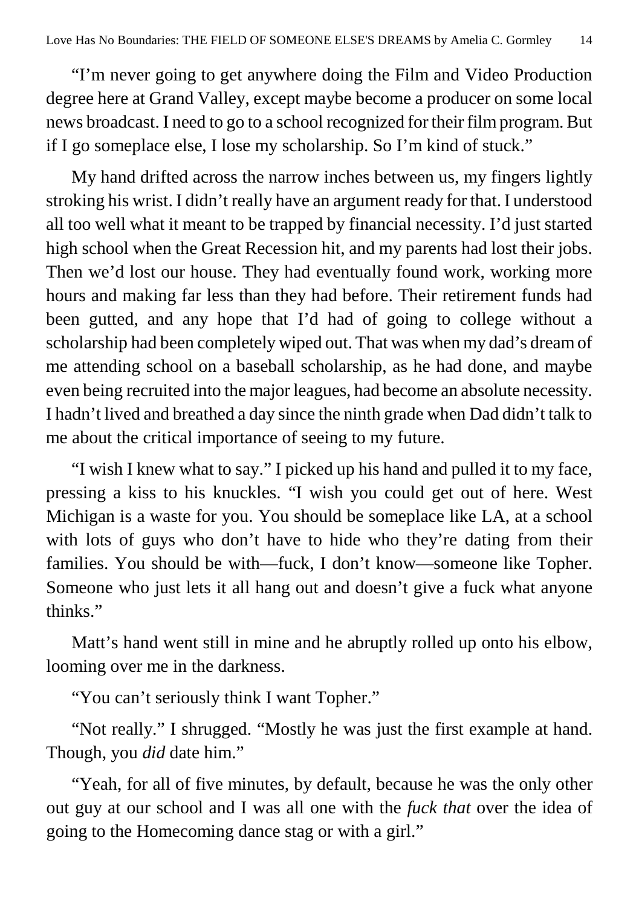"I'm never going to get anywhere doing the Film and Video Production degree here at Grand Valley, except maybe become a producer on some local news broadcast. I need to go to a school recognized for their film program. But if I go someplace else, I lose my scholarship. So I'm kind of stuck."

My hand drifted across the narrow inches between us, my fingers lightly stroking his wrist. I didn't really have an argument ready for that. I understood all too well what it meant to be trapped by financial necessity. I'd just started high school when the Great Recession hit, and my parents had lost their jobs. Then we'd lost our house. They had eventually found work, working more hours and making far less than they had before. Their retirement funds had been gutted, and any hope that I'd had of going to college without a scholarship had been completely wiped out. That was when my dad's dream of me attending school on a baseball scholarship, as he had done, and maybe even being recruited into the major leagues, had become an absolute necessity. I hadn't lived and breathed a day since the ninth grade when Dad didn't talk to me about the critical importance of seeing to my future.

"I wish I knew what to say." I picked up his hand and pulled it to my face, pressing a kiss to his knuckles. "I wish you could get out of here. West Michigan is a waste for you. You should be someplace like LA, at a school with lots of guys who don't have to hide who they're dating from their families. You should be with—fuck, I don't know—someone like Topher. Someone who just lets it all hang out and doesn't give a fuck what anyone thinks."

Matt's hand went still in mine and he abruptly rolled up onto his elbow, looming over me in the darkness.

"You can't seriously think I want Topher."

"Not really." I shrugged. "Mostly he was just the first example at hand. Though, you *did* date him."

"Yeah, for all of five minutes, by default, because he was the only other out guy at our school and I was all one with the *fuck that* over the idea of going to the Homecoming dance stag or with a girl."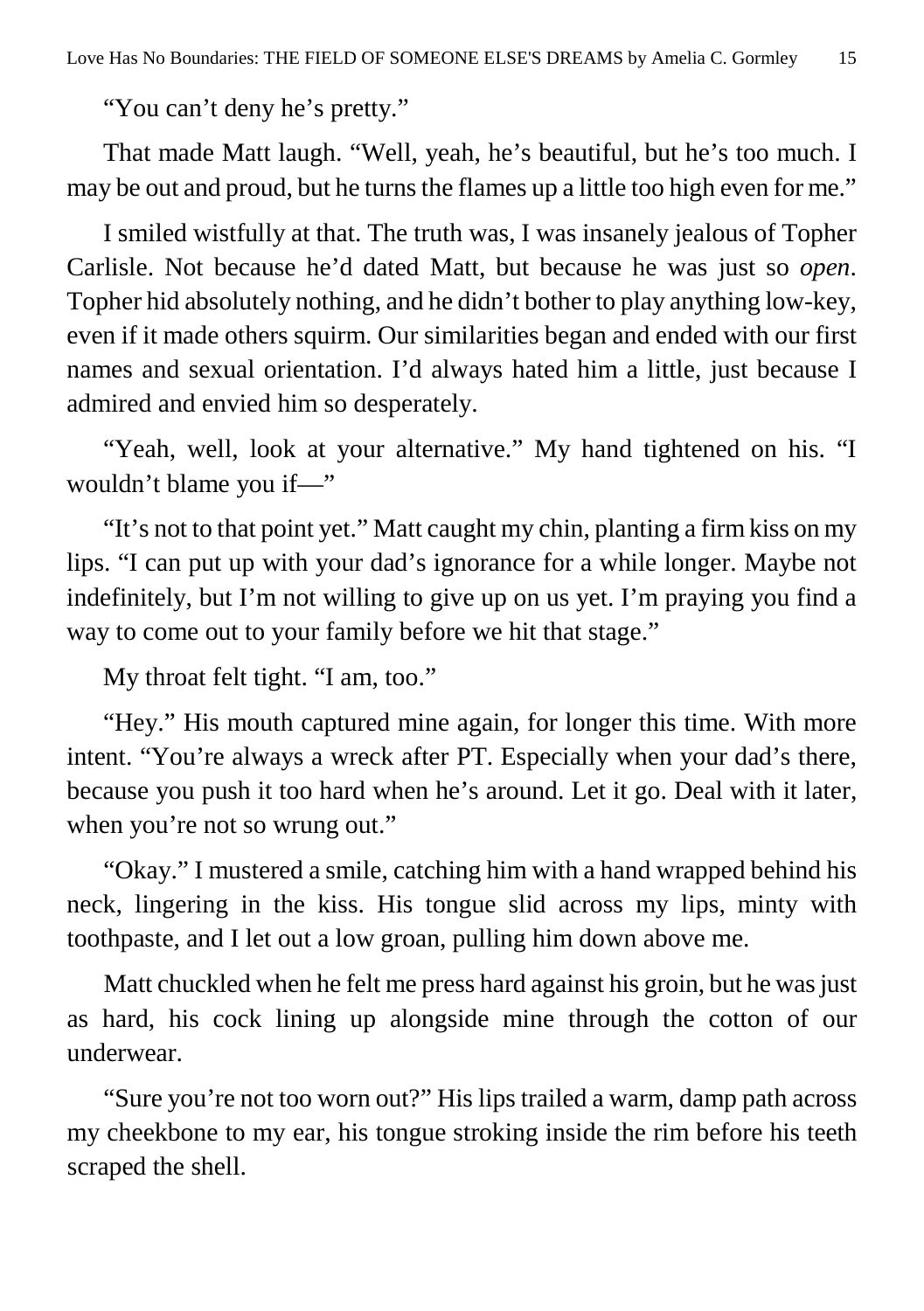"You can't deny he's pretty."

That made Matt laugh. "Well, yeah, he's beautiful, but he's too much. I may be out and proud, but he turns the flames up a little too high even for me."

I smiled wistfully at that. The truth was, I was insanely jealous of Topher Carlisle. Not because he'd dated Matt, but because he was just so *open*. Topher hid absolutely nothing, and he didn't bother to play anything low-key, even if it made others squirm. Our similarities began and ended with our first names and sexual orientation. I'd always hated him a little, just because I admired and envied him so desperately.

"Yeah, well, look at your alternative." My hand tightened on his. "I wouldn't blame you if—"

"It's not to that point yet." Matt caught my chin, planting a firm kiss on my lips. "I can put up with your dad's ignorance for a while longer. Maybe not indefinitely, but I'm not willing to give up on us yet. I'm praying you find a way to come out to your family before we hit that stage."

My throat felt tight. "I am, too."

"Hey." His mouth captured mine again, for longer this time. With more intent. "You're always a wreck after PT. Especially when your dad's there, because you push it too hard when he's around. Let it go. Deal with it later, when you're not so wrung out."

"Okay." I mustered a smile, catching him with a hand wrapped behind his neck, lingering in the kiss. His tongue slid across my lips, minty with toothpaste, and I let out a low groan, pulling him down above me.

Matt chuckled when he felt me press hard against his groin, but he was just as hard, his cock lining up alongside mine through the cotton of our underwear.

"Sure you're not too worn out?" His lips trailed a warm, damp path across my cheekbone to my ear, his tongue stroking inside the rim before his teeth scraped the shell.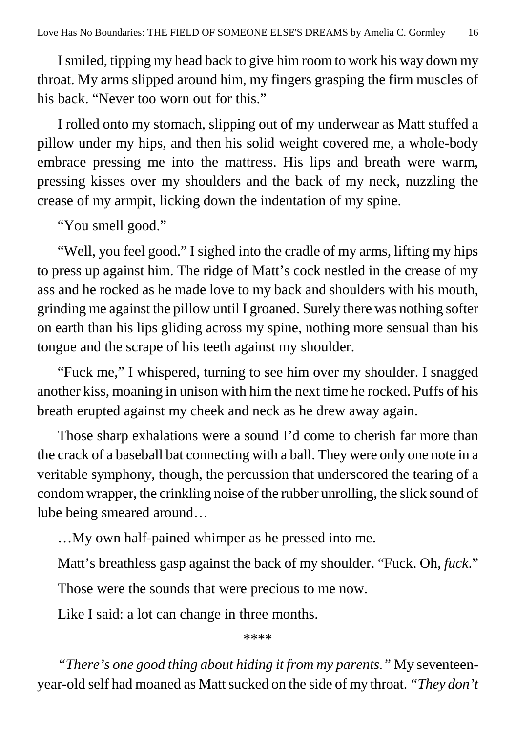I smiled, tipping my head back to give him room to work his way down my throat. My arms slipped around him, my fingers grasping the firm muscles of his back. "Never too worn out for this."

I rolled onto my stomach, slipping out of my underwear as Matt stuffed a pillow under my hips, and then his solid weight covered me, a whole-body embrace pressing me into the mattress. His lips and breath were warm, pressing kisses over my shoulders and the back of my neck, nuzzling the crease of my armpit, licking down the indentation of my spine.

"You smell good."

"Well, you feel good." I sighed into the cradle of my arms, lifting my hips to press up against him. The ridge of Matt's cock nestled in the crease of my ass and he rocked as he made love to my back and shoulders with his mouth, grinding me against the pillow until I groaned. Surely there was nothing softer on earth than his lips gliding across my spine, nothing more sensual than his tongue and the scrape of his teeth against my shoulder.

"Fuck me," I whispered, turning to see him over my shoulder. I snagged another kiss, moaning in unison with him the next time he rocked. Puffs of his breath erupted against my cheek and neck as he drew away again.

Those sharp exhalations were a sound I'd come to cherish far more than the crack of a baseball bat connecting with a ball. They were only one note in a veritable symphony, though, the percussion that underscored the tearing of a condom wrapper, the crinkling noise of the rubber unrolling, the slick sound of lube being smeared around…

…My own half-pained whimper as he pressed into me.

Matt's breathless gasp against the back of my shoulder. "Fuck. Oh, *fuck*."

Those were the sounds that were precious to me now.

Like I said: a lot can change in three months.

****

*"There's one good thing about hiding it from my parents."* My seventeen-year-old self had moaned as Matt sucked on the side of my throat. *"They don't*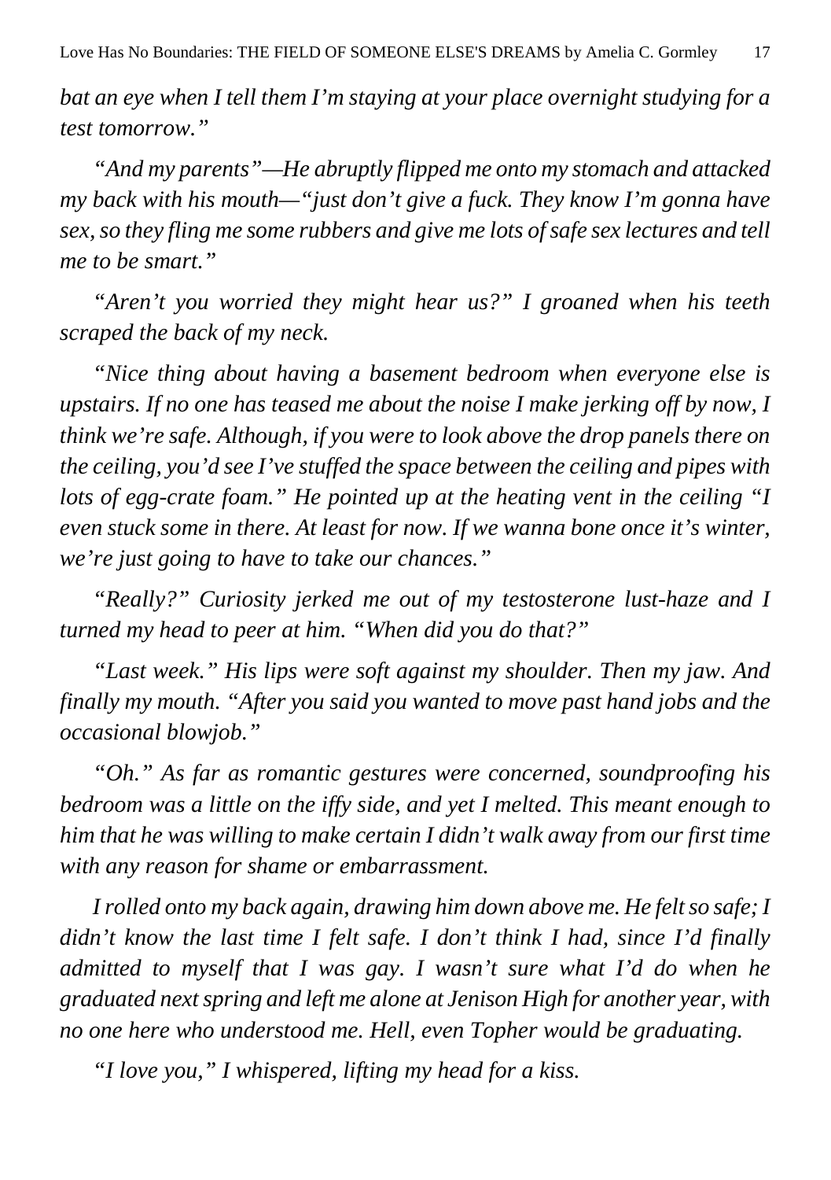*bat an eye when I tell them I'm staying at your place overnight studying for a test tomorrow."*

*"And my parents"—He abruptly flipped me onto my stomach and attacked my back with his mouth—"just don't give a fuck. They know I'm gonna have sex, so they fling me some rubbers and give me lots of safe sex lectures and tell me to be smart."*

*"Aren't you worried they might hear us?" I groaned when his teeth scraped the back of my neck.*

*"Nice thing about having a basement bedroom when everyone else is upstairs. If no one has teased me about the noise I make jerking off by now, I think we're safe. Although, if you were to look above the drop panels there on the ceiling, you'd see I've stuffed the space between the ceiling and pipes with lots of egg-crate foam." He pointed up at the heating vent in the ceiling "I even stuck some in there. At least for now. If we wanna bone once it's winter, we're just going to have to take our chances."*

*"Really?" Curiosity jerked me out of my testosterone lust-haze and I turned my head to peer at him. "When did you do that?"*

*"Last week." His lips were soft against my shoulder. Then my jaw. And finally my mouth. "After you said you wanted to move past hand jobs and the occasional blowjob."*

*"Oh." As far as romantic gestures were concerned, soundproofing his bedroom was a little on the iffy side, and yet I melted. This meant enough to him that he was willing to make certain I didn't walk away from our first time with any reason for shame or embarrassment.*

*I rolled onto my back again, drawing him down above me. He felt so safe; I didn't know the last time I felt safe. I don't think I had, since I'd finally admitted to myself that I was gay. I wasn't sure what I'd do when he graduated next spring and left me alone at Jenison High for another year, with no one here who understood me. Hell, even Topher would be graduating.*

*"I love you," I whispered, lifting my head for a kiss.*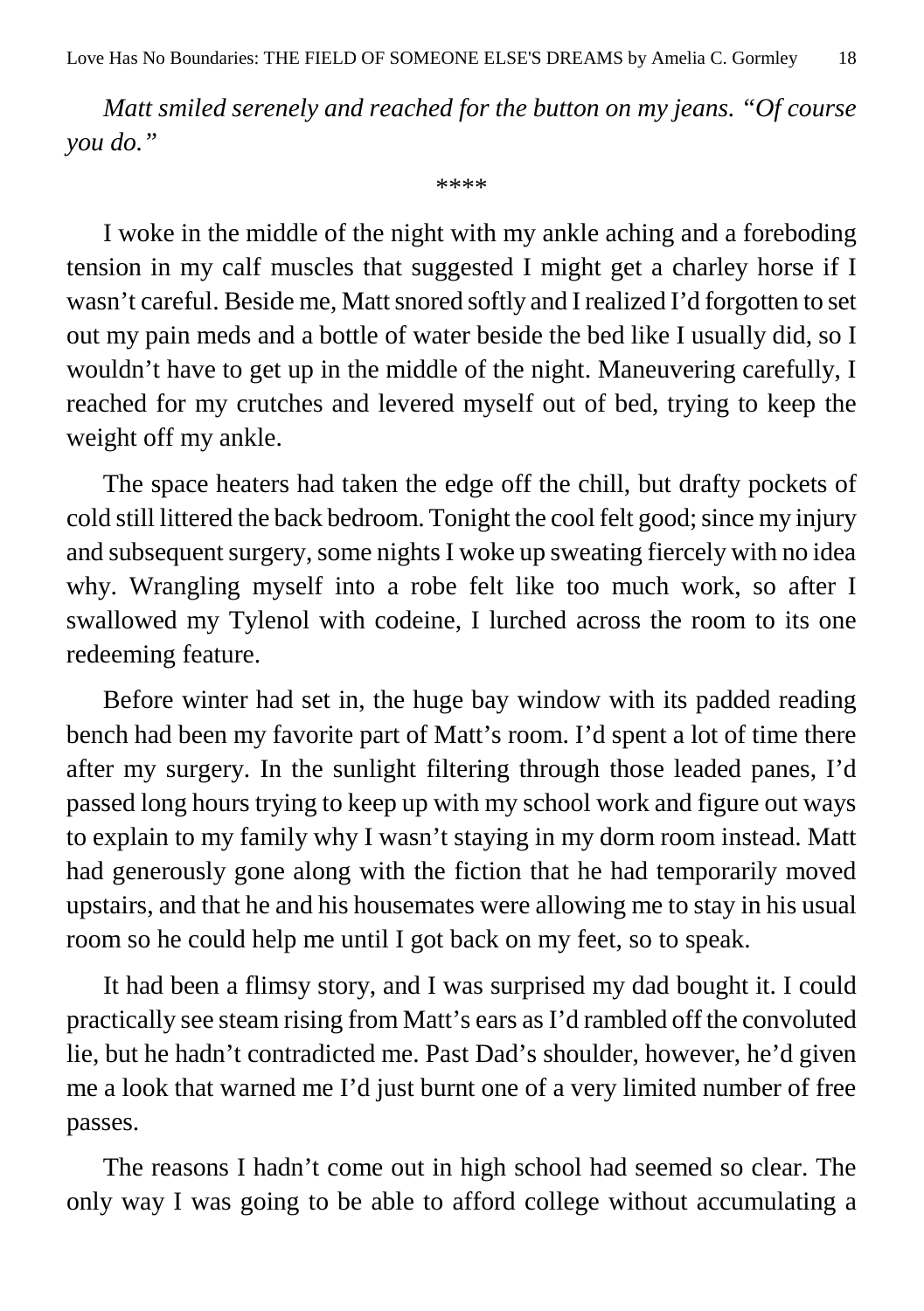*Matt smiled serenely and reached for the button on my jeans. "Of course you do."*

****

I woke in the middle of the night with my ankle aching and a foreboding tension in my calf muscles that suggested I might get a charley horse if I wasn't careful. Beside me, Matt snored softly and I realized I'd forgotten to set out my pain meds and a bottle of water beside the bed like I usually did, so I wouldn't have to get up in the middle of the night. Maneuvering carefully, I reached for my crutches and levered myself out of bed, trying to keep the weight off my ankle.

The space heaters had taken the edge off the chill, but drafty pockets of cold still littered the back bedroom. Tonight the cool felt good; since my injury and subsequent surgery, some nights I woke up sweating fiercely with no idea why. Wrangling myself into a robe felt like too much work, so after I swallowed my Tylenol with codeine, I lurched across the room to its one redeeming feature.

Before winter had set in, the huge bay window with its padded reading bench had been my favorite part of Matt's room. I'd spent a lot of time there after my surgery. In the sunlight filtering through those leaded panes, I'd passed long hours trying to keep up with my school work and figure out ways to explain to my family why I wasn't staying in my dorm room instead. Matt had generously gone along with the fiction that he had temporarily moved upstairs, and that he and his housemates were allowing me to stay in his usual room so he could help me until I got back on my feet, so to speak.

It had been a flimsy story, and I was surprised my dad bought it. I could practically see steam rising from Matt's ears as I'd rambled off the convoluted lie, but he hadn't contradicted me. Past Dad's shoulder, however, he'd given me a look that warned me I'd just burnt one of a very limited number of free passes.

The reasons I hadn't come out in high school had seemed so clear. The only way I was going to be able to afford college without accumulating a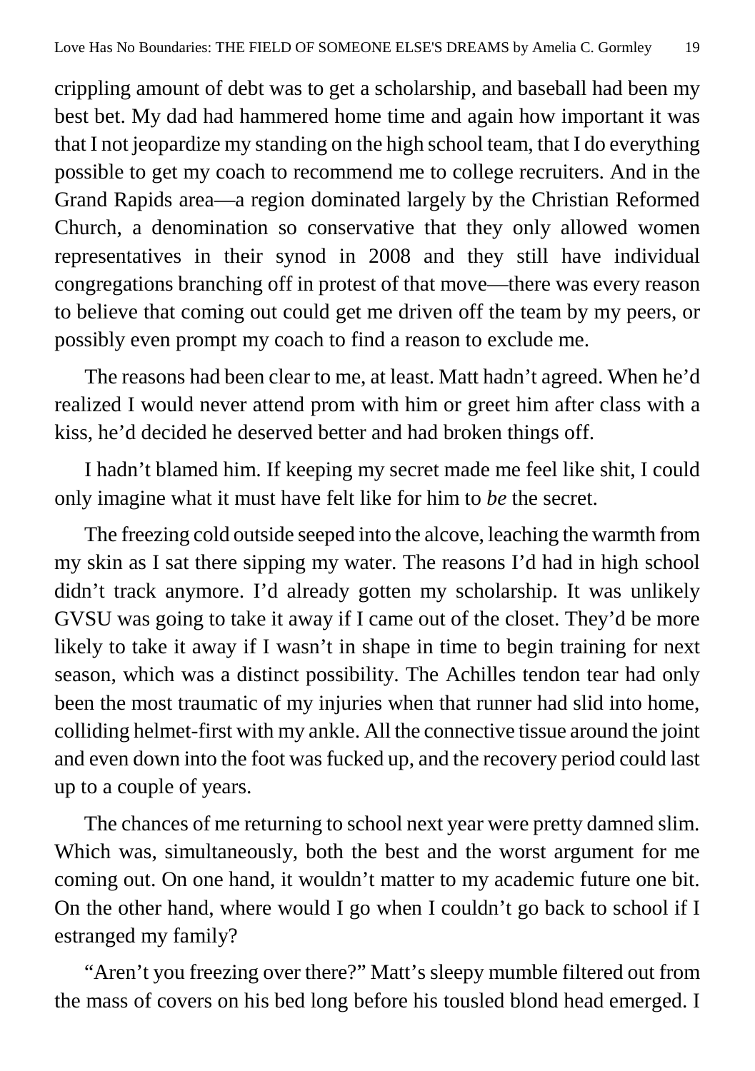crippling amount of debt was to get a scholarship, and baseball had been my best bet. My dad had hammered home time and again how important it was that I not jeopardize my standing on the high school team, that I do everything possible to get my coach to recommend me to college recruiters. And in the Grand Rapids area—a region dominated largely by the Christian Reformed Church, a denomination so conservative that they only allowed women representatives in their synod in 2008 and they still have individual congregations branching off in protest of that move—there was every reason to believe that coming out could get me driven off the team by my peers, or possibly even prompt my coach to find a reason to exclude me.

The reasons had been clear to me, at least. Matt hadn't agreed. When he'd realized I would never attend prom with him or greet him after class with a kiss, he'd decided he deserved better and had broken things off.

I hadn't blamed him. If keeping my secret made me feel like shit, I could only imagine what it must have felt like for him to *be* the secret.

The freezing cold outside seeped into the alcove, leaching the warmth from my skin as I sat there sipping my water. The reasons I'd had in high school didn't track anymore. I'd already gotten my scholarship. It was unlikely GVSU was going to take it away if I came out of the closet. They'd be more likely to take it away if I wasn't in shape in time to begin training for next season, which was a distinct possibility. The Achilles tendon tear had only been the most traumatic of my injuries when that runner had slid into home, colliding helmet-first with my ankle. All the connective tissue around the joint and even down into the foot was fucked up, and the recovery period could last up to a couple of years.

The chances of me returning to school next year were pretty damned slim. Which was, simultaneously, both the best and the worst argument for me coming out. On one hand, it wouldn't matter to my academic future one bit. On the other hand, where would I go when I couldn't go back to school if I estranged my family?

"Aren't you freezing over there?" Matt's sleepy mumble filtered out from the mass of covers on his bed long before his tousled blond head emerged. I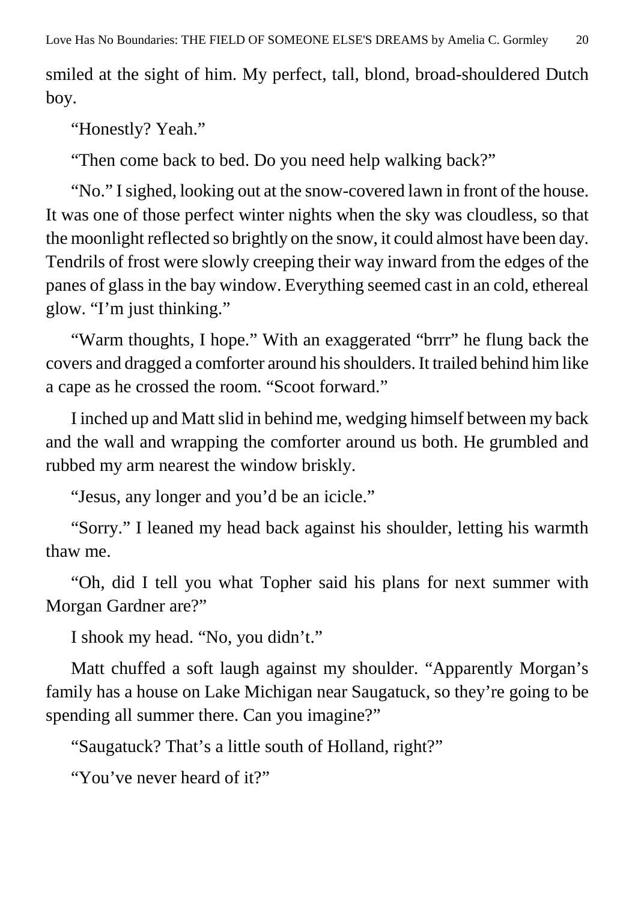smiled at the sight of him. My perfect, tall, blond, broad-shouldered Dutch boy.

"Honestly? Yeah."

"Then come back to bed. Do you need help walking back?"

"No." I sighed, looking out at the snow-covered lawn in front of the house. It was one of those perfect winter nights when the sky was cloudless, so that the moonlight reflected so brightly on the snow, it could almost have been day. Tendrils of frost were slowly creeping their way inward from the edges of the panes of glass in the bay window. Everything seemed cast in an cold, ethereal glow. "I'm just thinking."

"Warm thoughts, I hope." With an exaggerated "brrr" he flung back the covers and dragged a comforter around his shoulders. It trailed behind him like a cape as he crossed the room. "Scoot forward."

I inched up and Matt slid in behind me, wedging himself between my back and the wall and wrapping the comforter around us both. He grumbled and rubbed my arm nearest the window briskly.

"Jesus, any longer and you'd be an icicle."

"Sorry." I leaned my head back against his shoulder, letting his warmth thaw me.

"Oh, did I tell you what Topher said his plans for next summer with Morgan Gardner are?"

I shook my head. "No, you didn't."

Matt chuffed a soft laugh against my shoulder. "Apparently Morgan's family has a house on Lake Michigan near Saugatuck, so they're going to be spending all summer there. Can you imagine?"

"Saugatuck? That's a little south of Holland, right?"

"You've never heard of it?"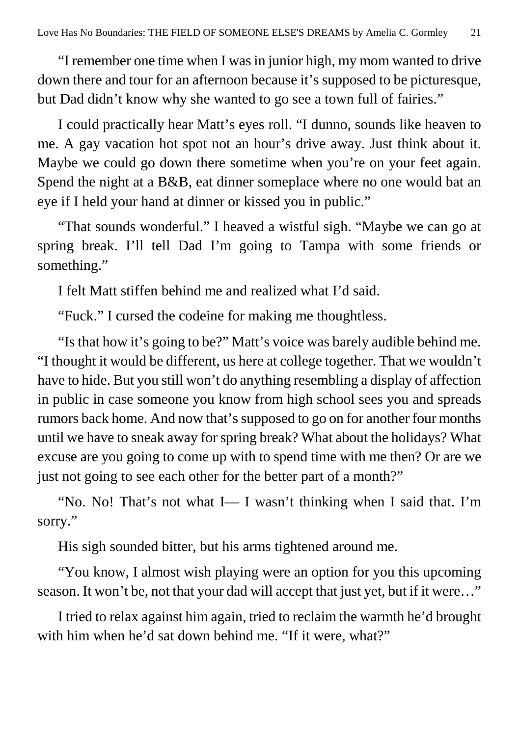"I remember one time when I was in junior high, my mom wanted to drive down there and tour for an afternoon because it's supposed to be picturesque, but Dad didn't know why she wanted to go see a town full of fairies."

I could practically hear Matt's eyes roll. "I dunno, sounds like heaven to me. A gay vacation hot spot not an hour's drive away. Just think about it. Maybe we could go down there sometime when you're on your feet again. Spend the night at a B&B, eat dinner someplace where no one would bat an eye if I held your hand at dinner or kissed you in public."

"That sounds wonderful." I heaved a wistful sigh. "Maybe we can go at spring break. I'll tell Dad I'm going to Tampa with some friends or something."

I felt Matt stiffen behind me and realized what I'd said.

"Fuck." I cursed the codeine for making me thoughtless.

"Is that how it's going to be?" Matt's voice was barely audible behind me. "I thought it would be different, us here at college together. That we wouldn't have to hide. But you still won't do anything resembling a display of affection in public in case someone you know from high school sees you and spreads rumors back home. And now that's supposed to go on for another four months until we have to sneak away for spring break? What about the holidays? What excuse are you going to come up with to spend time with me then? Or are we just not going to see each other for the better part of a month?"

"No. No! That's not what I— I wasn't thinking when I said that. I'm sorry."

His sigh sounded bitter, but his arms tightened around me.

"You know, I almost wish playing were an option for you this upcoming season. It won't be, not that your dad will accept that just yet, but if it were…"

I tried to relax against him again, tried to reclaim the warmth he'd brought with him when he'd sat down behind me. "If it were, what?"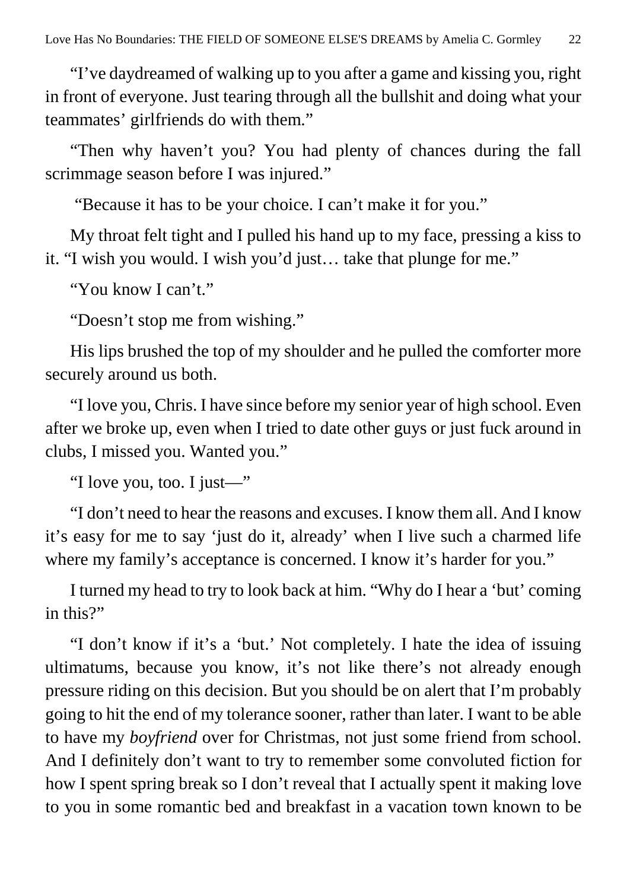"I've daydreamed of walking up to you after a game and kissing you, right in front of everyone. Just tearing through all the bullshit and doing what your teammates' girlfriends do with them."

"Then why haven't you? You had plenty of chances during the fall scrimmage season before I was injured."

"Because it has to be your choice. I can't make it for you."

My throat felt tight and I pulled his hand up to my face, pressing a kiss to it. "I wish you would. I wish you'd just… take that plunge for me."

"You know I can't."

"Doesn't stop me from wishing."

His lips brushed the top of my shoulder and he pulled the comforter more securely around us both.

"I love you, Chris. I have since before my senior year of high school. Even after we broke up, even when I tried to date other guys or just fuck around in clubs, I missed you. Wanted you."

"I love you, too. I just—"

"I don't need to hear the reasons and excuses. I know them all. And I know it's easy for me to say 'just do it, already' when I live such a charmed life where my family's acceptance is concerned. I know it's harder for you."

I turned my head to try to look back at him. "Why do I hear a 'but' coming in this?"

"I don't know if it's a 'but.' Not completely. I hate the idea of issuing ultimatums, because you know, it's not like there's not already enough pressure riding on this decision. But you should be on alert that I'm probably going to hit the end of my tolerance sooner, rather than later. I want to be able to have my *boyfriend* over for Christmas, not just some friend from school. And I definitely don't want to try to remember some convoluted fiction for how I spent spring break so I don't reveal that I actually spent it making love to you in some romantic bed and breakfast in a vacation town known to be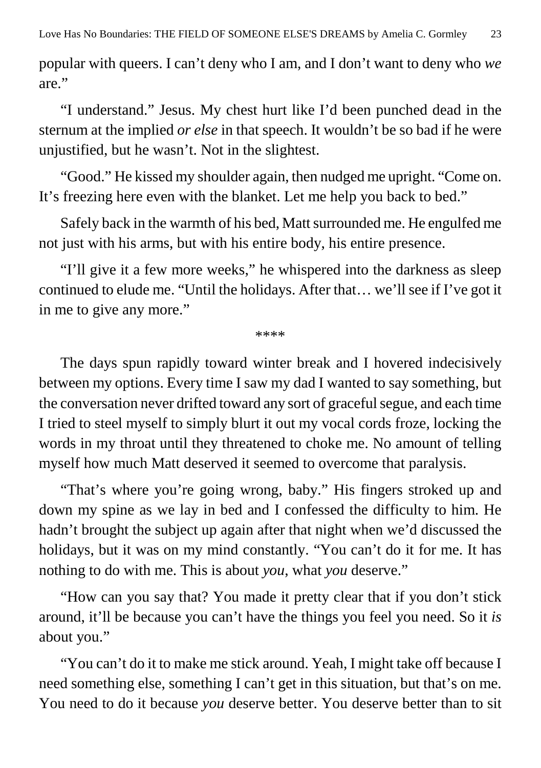popular with queers. I can't deny who I am, and I don't want to deny who *we* are."

"I understand." Jesus. My chest hurt like I'd been punched dead in the sternum at the implied *or else* in that speech. It wouldn't be so bad if he were unjustified, but he wasn't. Not in the slightest.

"Good." He kissed my shoulder again, then nudged me upright. "Come on. It's freezing here even with the blanket. Let me help you back to bed."

Safely back in the warmth of his bed, Matt surrounded me. He engulfed me not just with his arms, but with his entire body, his entire presence.

"I'll give it a few more weeks," he whispered into the darkness as sleep continued to elude me. "Until the holidays. After that… we'll see if I've got it in me to give any more."

****

The days spun rapidly toward winter break and I hovered indecisively between my options. Every time I saw my dad I wanted to say something, but the conversation never drifted toward any sort of graceful segue, and each time I tried to steel myself to simply blurt it out my vocal cords froze, locking the words in my throat until they threatened to choke me. No amount of telling myself how much Matt deserved it seemed to overcome that paralysis.

"That's where you're going wrong, baby." His fingers stroked up and down my spine as we lay in bed and I confessed the difficulty to him. He hadn't brought the subject up again after that night when we'd discussed the holidays, but it was on my mind constantly. "You can't do it for me. It has nothing to do with me. This is about *you*, what *you* deserve."

"How can you say that? You made it pretty clear that if you don't stick around, it'll be because you can't have the things you feel you need. So it *is* about you."

"You can't do it to make me stick around. Yeah, I might take off because I need something else, something I can't get in this situation, but that's on me. You need to do it because *you* deserve better. You deserve better than to sit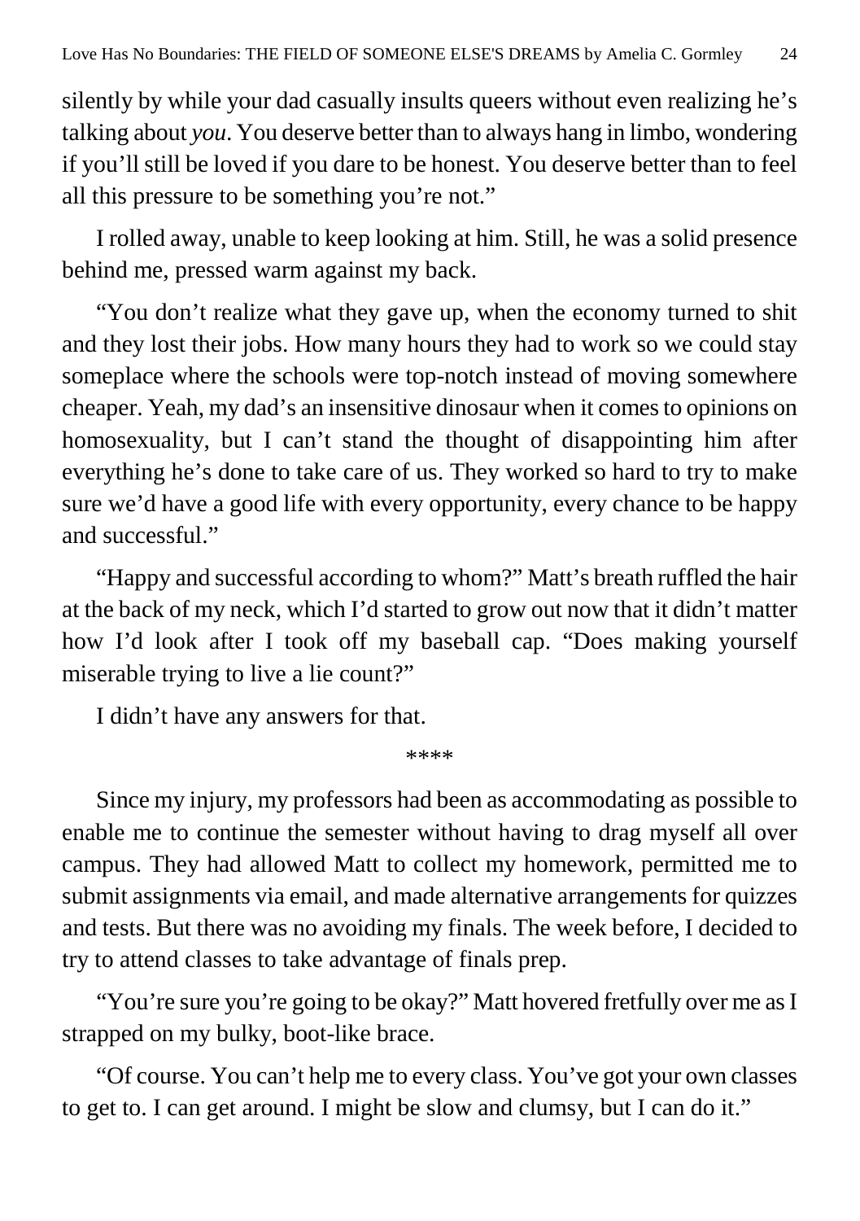silently by while your dad casually insults queers without even realizing he's talking about *you*. You deserve better than to always hang in limbo, wondering if you'll still be loved if you dare to be honest. You deserve better than to feel all this pressure to be something you're not."

I rolled away, unable to keep looking at him. Still, he was a solid presence behind me, pressed warm against my back.

"You don't realize what they gave up, when the economy turned to shit and they lost their jobs. How many hours they had to work so we could stay someplace where the schools were top-notch instead of moving somewhere cheaper. Yeah, my dad's an insensitive dinosaur when it comes to opinions on homosexuality, but I can't stand the thought of disappointing him after everything he's done to take care of us. They worked so hard to try to make sure we'd have a good life with every opportunity, every chance to be happy and successful."

"Happy and successful according to whom?" Matt's breath ruffled the hair at the back of my neck, which I'd started to grow out now that it didn't matter how I'd look after I took off my baseball cap. "Does making yourself miserable trying to live a lie count?"

I didn't have any answers for that.

\*\*\*\*

Since my injury, my professors had been as accommodating as possible to enable me to continue the semester without having to drag myself all over campus. They had allowed Matt to collect my homework, permitted me to submit assignments via email, and made alternative arrangements for quizzes and tests. But there was no avoiding my finals. The week before, I decided to try to attend classes to take advantage of finals prep.

"You're sure you're going to be okay?" Matt hovered fretfully over me as I strapped on my bulky, boot-like brace.

"Of course. You can't help me to every class. You've got your own classes to get to. I can get around. I might be slow and clumsy, but I can do it."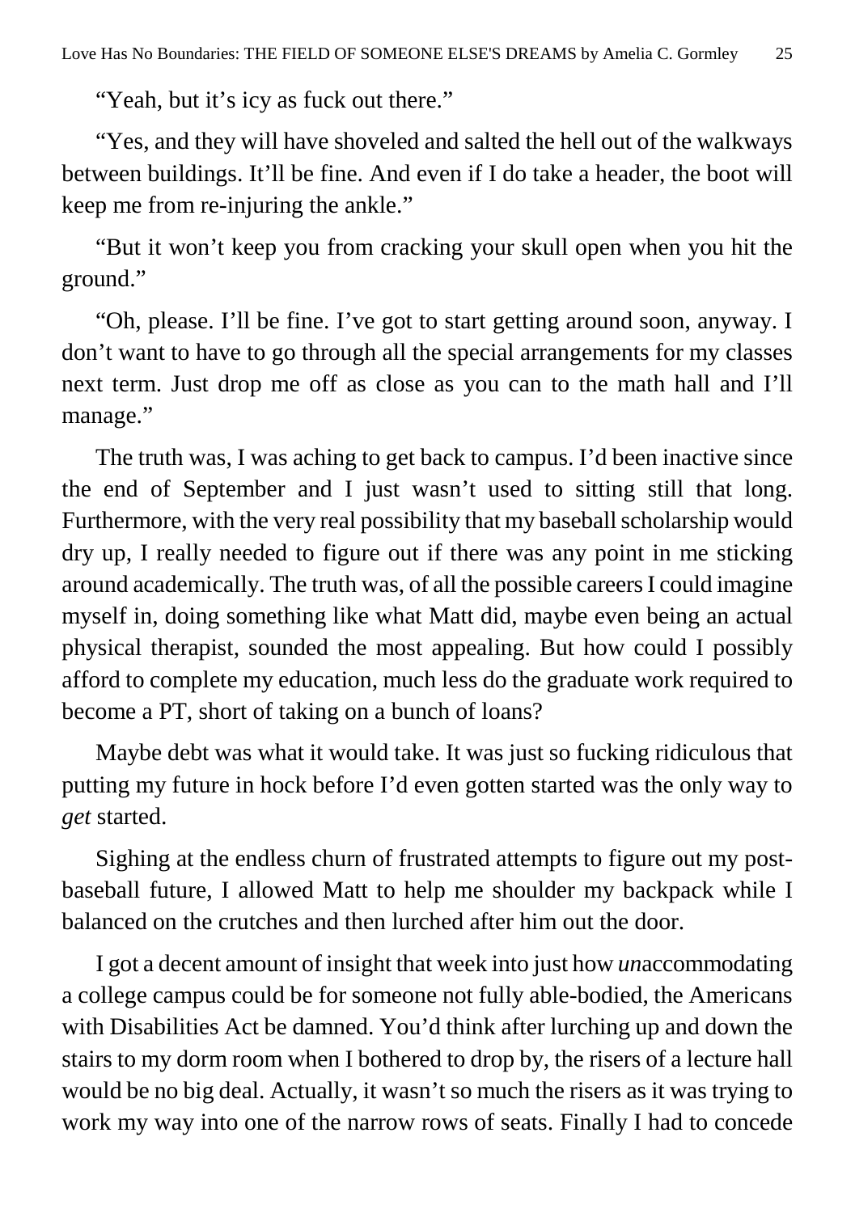"Yeah, but it's icy as fuck out there."

"Yes, and they will have shoveled and salted the hell out of the walkways between buildings. It'll be fine. And even if I do take a header, the boot will keep me from re-injuring the ankle."

"But it won't keep you from cracking your skull open when you hit the ground."

"Oh, please. I'll be fine. I've got to start getting around soon, anyway. I don't want to have to go through all the special arrangements for my classes next term. Just drop me off as close as you can to the math hall and I'll manage."

The truth was, I was aching to get back to campus. I'd been inactive since the end of September and I just wasn't used to sitting still that long. Furthermore, with the very real possibility that my baseball scholarship would dry up, I really needed to figure out if there was any point in me sticking around academically. The truth was, of all the possible careers I could imagine myself in, doing something like what Matt did, maybe even being an actual physical therapist, sounded the most appealing. But how could I possibly afford to complete my education, much less do the graduate work required to become a PT, short of taking on a bunch of loans?

Maybe debt was what it would take. It was just so fucking ridiculous that putting my future in hock before I'd even gotten started was the only way to *get* started.

Sighing at the endless churn of frustrated attempts to figure out my post-baseball future, I allowed Matt to help me shoulder my backpack while I balanced on the crutches and then lurched after him out the door.

I got a decent amount of insight that week into just how *un*accommodating a college campus could be for someone not fully able-bodied, the Americans with Disabilities Act be damned. You'd think after lurching up and down the stairs to my dorm room when I bothered to drop by, the risers of a lecture hall would be no big deal. Actually, it wasn't so much the risers as it was trying to work my way into one of the narrow rows of seats. Finally I had to concede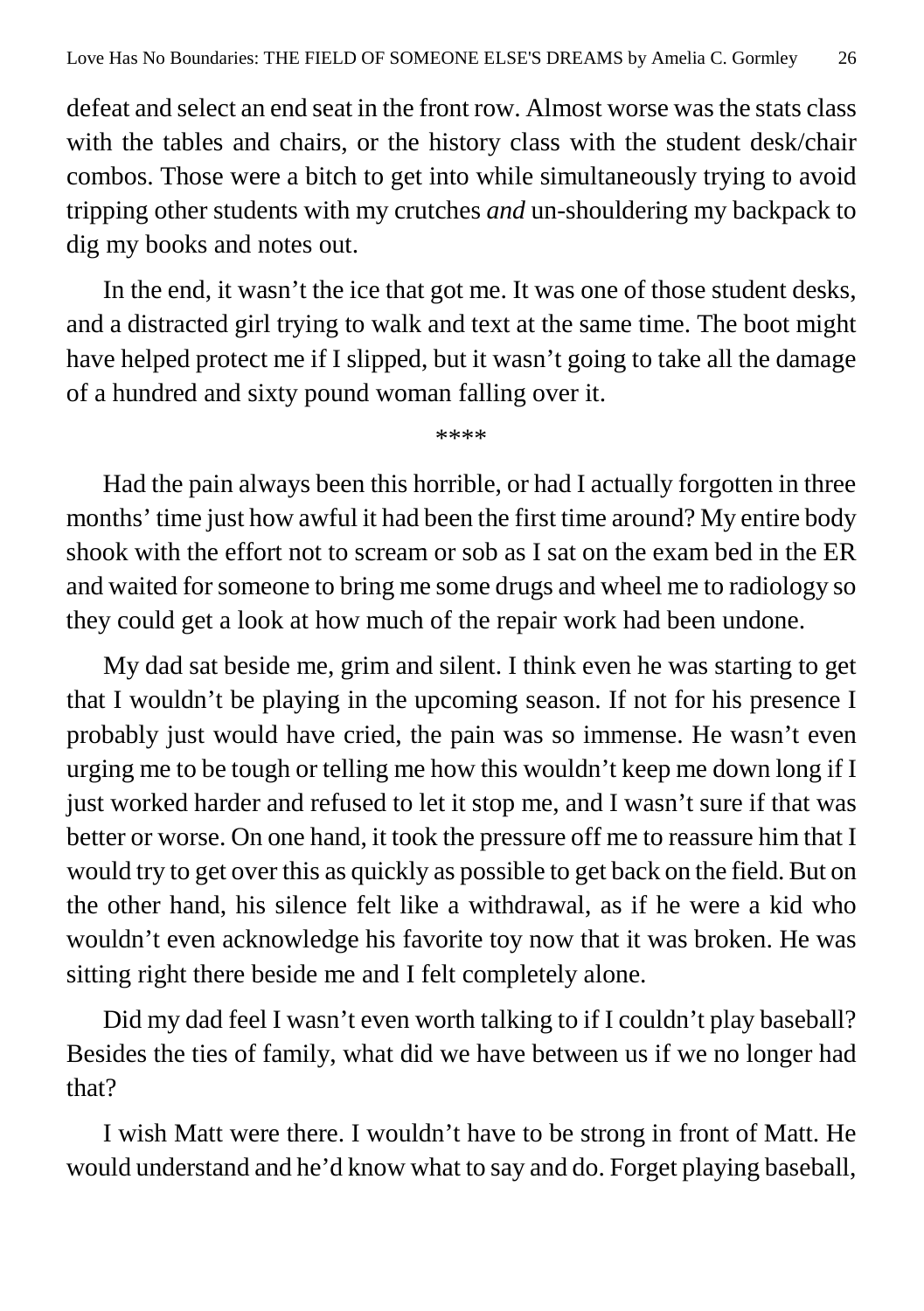defeat and select an end seat in the front row. Almost worse was the stats class with the tables and chairs, or the history class with the student desk/chair combos. Those were a bitch to get into while simultaneously trying to avoid tripping other students with my crutches *and* un-shouldering my backpack to dig my books and notes out.

In the end, it wasn't the ice that got me. It was one of those student desks, and a distracted girl trying to walk and text at the same time. The boot might have helped protect me if I slipped, but it wasn't going to take all the damage of a hundred and sixty pound woman falling over it.

****

Had the pain always been this horrible, or had I actually forgotten in three months' time just how awful it had been the first time around? My entire body shook with the effort not to scream or sob as I sat on the exam bed in the ER and waited for someone to bring me some drugs and wheel me to radiology so they could get a look at how much of the repair work had been undone.

My dad sat beside me, grim and silent. I think even he was starting to get that I wouldn't be playing in the upcoming season. If not for his presence I probably just would have cried, the pain was so immense. He wasn't even urging me to be tough or telling me how this wouldn't keep me down long if I just worked harder and refused to let it stop me, and I wasn't sure if that was better or worse. On one hand, it took the pressure off me to reassure him that I would try to get over this as quickly as possible to get back on the field. But on the other hand, his silence felt like a withdrawal, as if he were a kid who wouldn't even acknowledge his favorite toy now that it was broken. He was sitting right there beside me and I felt completely alone.

Did my dad feel I wasn't even worth talking to if I couldn't play baseball? Besides the ties of family, what did we have between us if we no longer had that?

I wish Matt were there. I wouldn't have to be strong in front of Matt. He would understand and he'd know what to say and do. Forget playing baseball,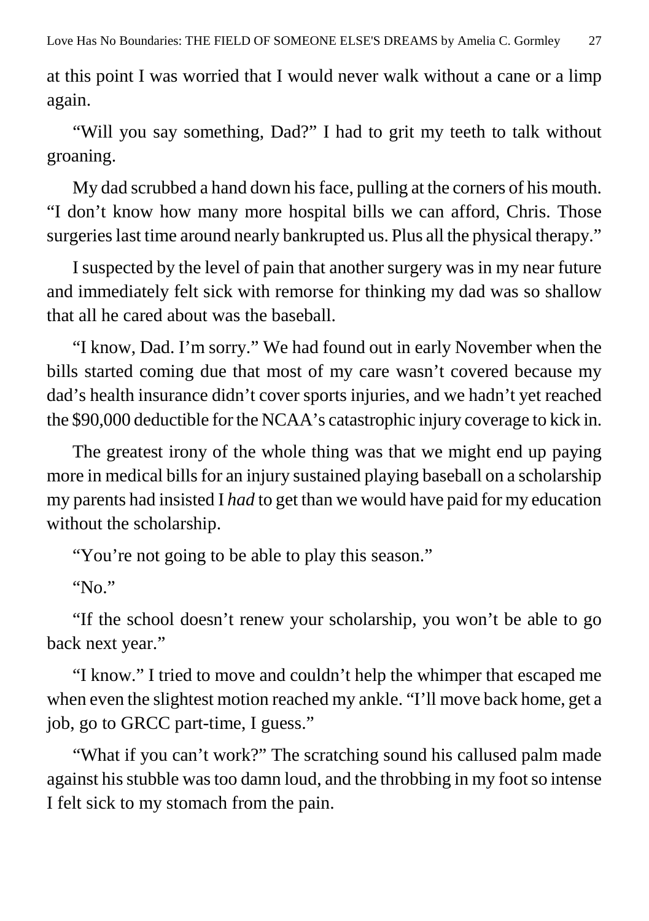at this point I was worried that I would never walk without a cane or a limp again.

"Will you say something, Dad?" I had to grit my teeth to talk without groaning.

My dad scrubbed a hand down his face, pulling at the corners of his mouth. "I don't know how many more hospital bills we can afford, Chris. Those surgeries last time around nearly bankrupted us. Plus all the physical therapy."

I suspected by the level of pain that another surgery was in my near future and immediately felt sick with remorse for thinking my dad was so shallow that all he cared about was the baseball.

"I know, Dad. I'm sorry." We had found out in early November when the bills started coming due that most of my care wasn't covered because my dad's health insurance didn't cover sports injuries, and we hadn't yet reached the $90,000 deductible for the NCAA's catastrophic injury coverage to kick in.

The greatest irony of the whole thing was that we might end up paying more in medical bills for an injury sustained playing baseball on a scholarship my parents had insisted I *had* to get than we would have paid for my education without the scholarship.

"You're not going to be able to play this season."

"No."

"If the school doesn't renew your scholarship, you won't be able to go back next year."

"I know." I tried to move and couldn't help the whimper that escaped me when even the slightest motion reached my ankle. "I'll move back home, get a job, go to GRCC part-time, I guess."

"What if you can't work?" The scratching sound his callused palm made against his stubble was too damn loud, and the throbbing in my foot so intense I felt sick to my stomach from the pain.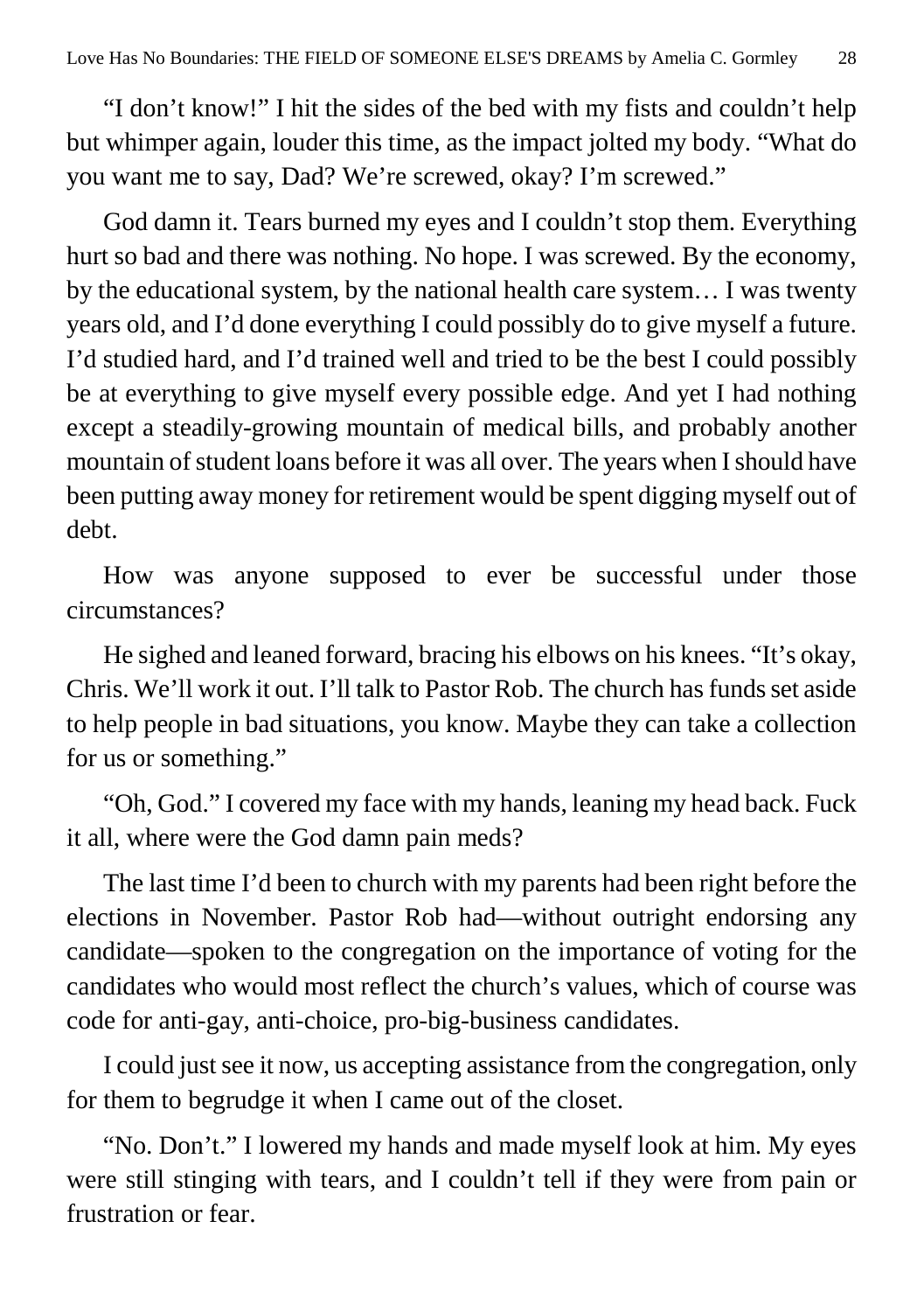"I don't know!" I hit the sides of the bed with my fists and couldn't help but whimper again, louder this time, as the impact jolted my body. "What do you want me to say, Dad? We're screwed, okay? I'm screwed."

God damn it. Tears burned my eyes and I couldn't stop them. Everything hurt so bad and there was nothing. No hope. I was screwed. By the economy, by the educational system, by the national health care system… I was twenty years old, and I'd done everything I could possibly do to give myself a future. I'd studied hard, and I'd trained well and tried to be the best I could possibly be at everything to give myself every possible edge. And yet I had nothing except a steadily-growing mountain of medical bills, and probably another mountain of student loans before it was all over. The years when I should have been putting away money for retirement would be spent digging myself out of debt.

How was anyone supposed to ever be successful under those circumstances?

He sighed and leaned forward, bracing his elbows on his knees. "It's okay, Chris. We'll work it out. I'll talk to Pastor Rob. The church has funds set aside to help people in bad situations, you know. Maybe they can take a collection for us or something."

"Oh, God." I covered my face with my hands, leaning my head back. Fuck it all, where were the God damn pain meds?

The last time I'd been to church with my parents had been right before the elections in November. Pastor Rob had—without outright endorsing any candidate—spoken to the congregation on the importance of voting for the candidates who would most reflect the church's values, which of course was code for anti-gay, anti-choice, pro-big-business candidates.

I could just see it now, us accepting assistance from the congregation, only for them to begrudge it when I came out of the closet.

"No. Don't." I lowered my hands and made myself look at him. My eyes were still stinging with tears, and I couldn't tell if they were from pain or frustration or fear.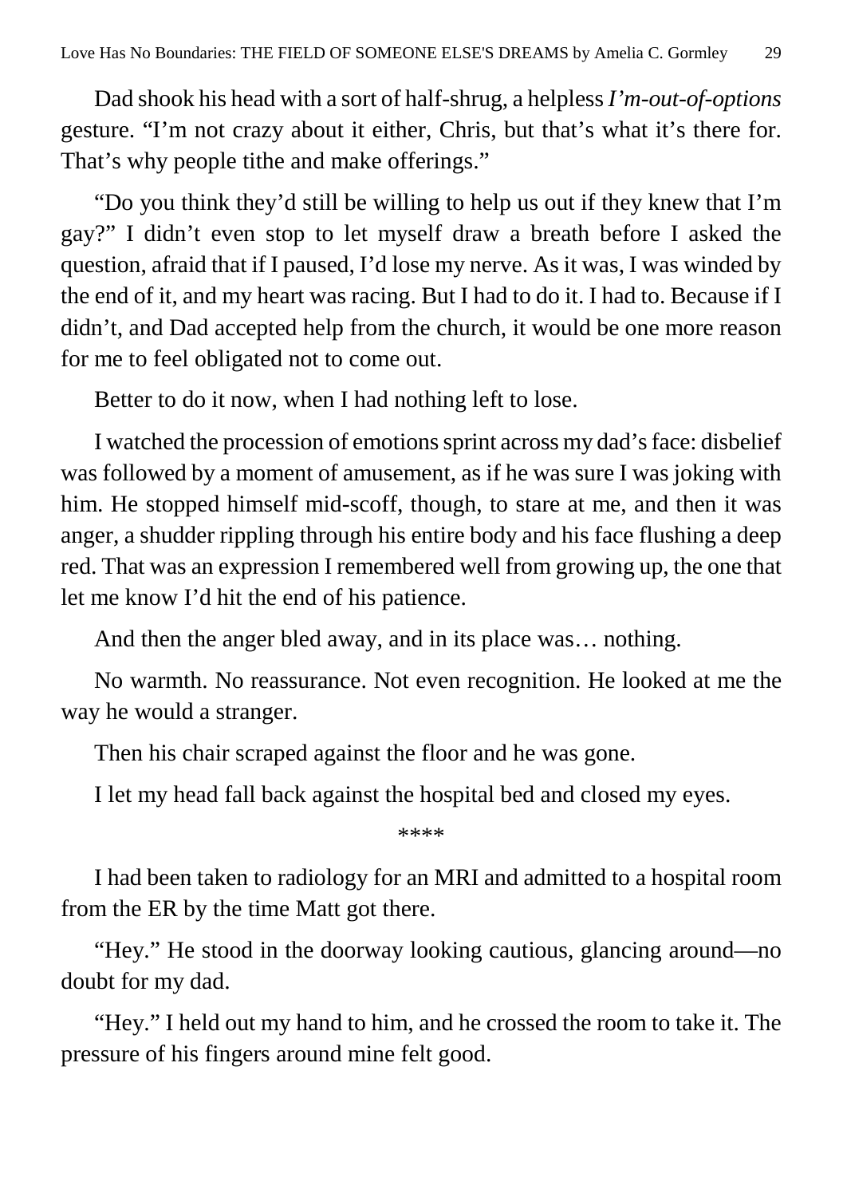Dad shook his head with a sort of half-shrug, a helpless *I'm-out-of-options* gesture. "I'm not crazy about it either, Chris, but that's what it's there for. That's why people tithe and make offerings."

"Do you think they'd still be willing to help us out if they knew that I'm gay?" I didn't even stop to let myself draw a breath before I asked the question, afraid that if I paused, I'd lose my nerve. As it was, I was winded by the end of it, and my heart was racing. But I had to do it. I had to. Because if I didn't, and Dad accepted help from the church, it would be one more reason for me to feel obligated not to come out.

Better to do it now, when I had nothing left to lose.

I watched the procession of emotions sprint across my dad's face: disbelief was followed by a moment of amusement, as if he was sure I was joking with him. He stopped himself mid-scoff, though, to stare at me, and then it was anger, a shudder rippling through his entire body and his face flushing a deep red. That was an expression I remembered well from growing up, the one that let me know I'd hit the end of his patience.

And then the anger bled away, and in its place was… nothing.

No warmth. No reassurance. Not even recognition. He looked at me the way he would a stranger.

Then his chair scraped against the floor and he was gone.

I let my head fall back against the hospital bed and closed my eyes.

****

I had been taken to radiology for an MRI and admitted to a hospital room from the ER by the time Matt got there.

"Hey." He stood in the doorway looking cautious, glancing around—no doubt for my dad.

"Hey." I held out my hand to him, and he crossed the room to take it. The pressure of his fingers around mine felt good.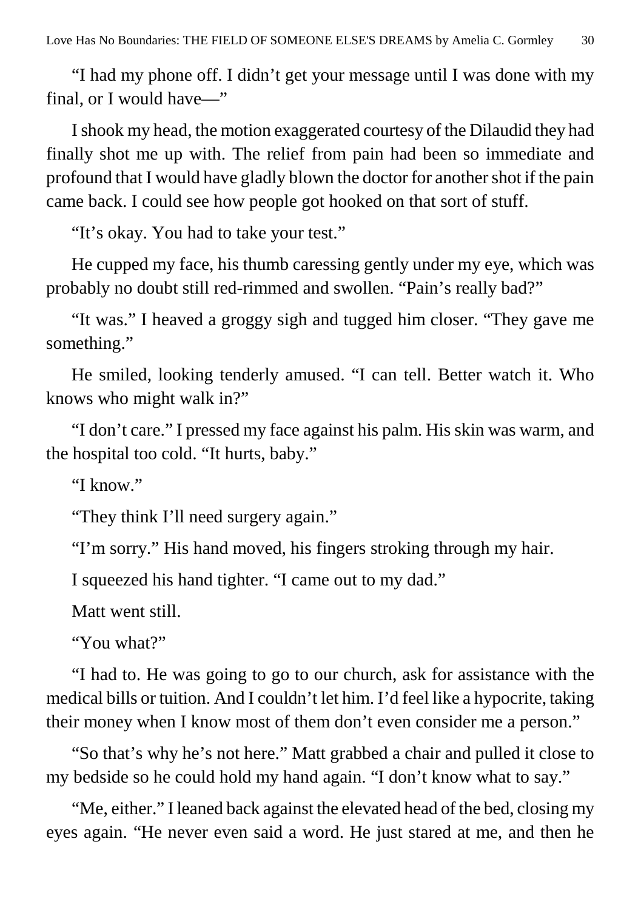“I had my phone off. I didn’t get your message until I was done with my final, or I would have—”

I shook my head, the motion exaggerated courtesy of the Dilaudid they had finally shot me up with. The relief from pain had been so immediate and profound that I would have gladly blown the doctor for another shot if the pain came back. I could see how people got hooked on that sort of stuff.

“It’s okay. You had to take your test.”

He cupped my face, his thumb caressing gently under my eye, which was probably no doubt still red-rimmed and swollen. “Pain’s really bad?”

“It was.” I heaved a groggy sigh and tugged him closer. “They gave me something.”

He smiled, looking tenderly amused. “I can tell. Better watch it. Who knows who might walk in?”

“I don’t care.” I pressed my face against his palm. His skin was warm, and the hospital too cold. “It hurts, baby.”

“I know.”

“They think I’ll need surgery again.”

“I’m sorry.” His hand moved, his fingers stroking through my hair.

I squeezed his hand tighter. “I came out to my dad.”

Matt went still.

“You what?”

“I had to. He was going to go to our church, ask for assistance with the medical bills or tuition. And I couldn’t let him. I’d feel like a hypocrite, taking their money when I know most of them don’t even consider me a person.”

“So that’s why he’s not here.” Matt grabbed a chair and pulled it close to my bedside so he could hold my hand again. “I don’t know what to say.”

“Me, either.” I leaned back against the elevated head of the bed, closing my eyes again. “He never even said a word. He just stared at me, and then he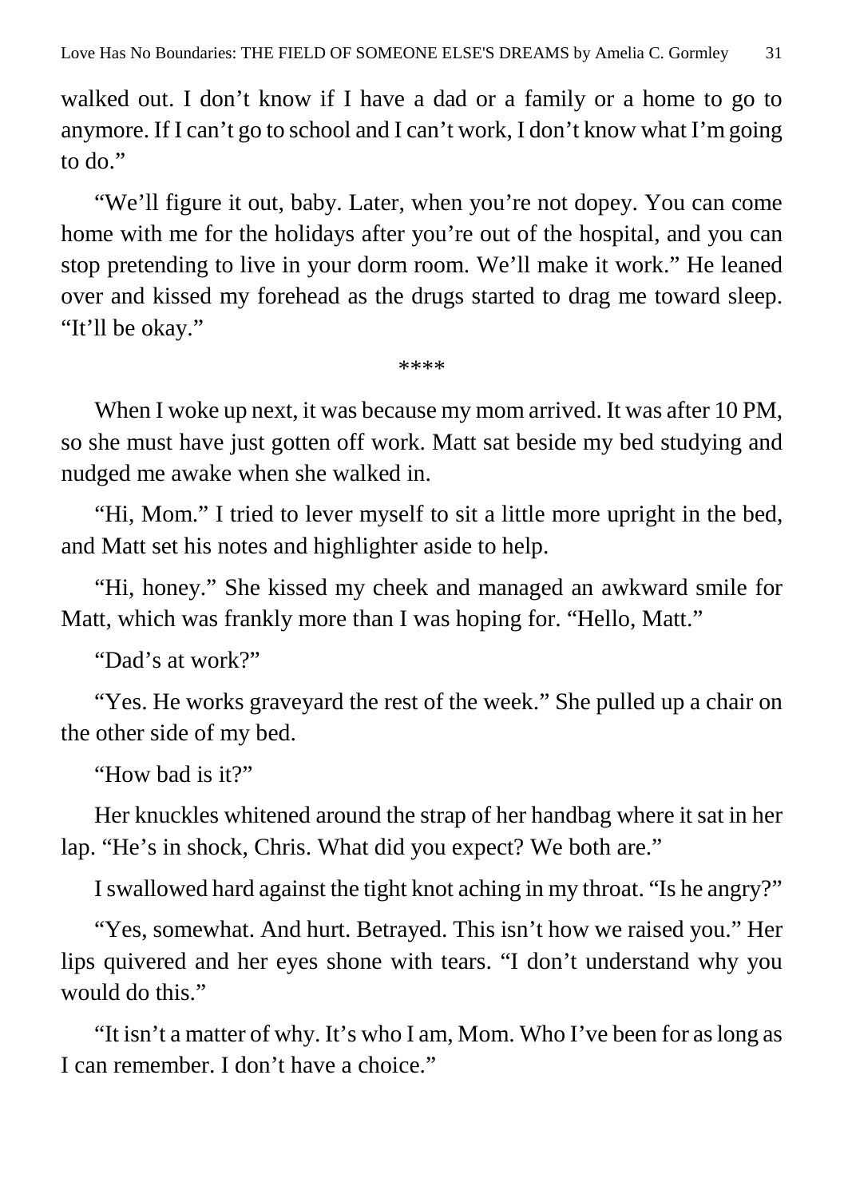walked out. I don't know if I have a dad or a family or a home to go to anymore. If I can't go to school and I can't work, I don't know what I'm going to do."

"We'll figure it out, baby. Later, when you're not dopey. You can come home with me for the holidays after you're out of the hospital, and you can stop pretending to live in your dorm room. We'll make it work." He leaned over and kissed my forehead as the drugs started to drag me toward sleep. "It'll be okay."

****

When I woke up next, it was because my mom arrived. It was after 10 PM, so she must have just gotten off work. Matt sat beside my bed studying and nudged me awake when she walked in.

"Hi, Mom." I tried to lever myself to sit a little more upright in the bed, and Matt set his notes and highlighter aside to help.

"Hi, honey." She kissed my cheek and managed an awkward smile for Matt, which was frankly more than I was hoping for. "Hello, Matt."

"Dad's at work?"

"Yes. He works graveyard the rest of the week." She pulled up a chair on the other side of my bed.

"How bad is it?"

Her knuckles whitened around the strap of her handbag where it sat in her lap. "He's in shock, Chris. What did you expect? We both are."

I swallowed hard against the tight knot aching in my throat. "Is he angry?"

"Yes, somewhat. And hurt. Betrayed. This isn't how we raised you." Her lips quivered and her eyes shone with tears. "I don't understand why you would do this."

"It isn't a matter of why. It's who I am, Mom. Who I've been for as long as I can remember. I don't have a choice."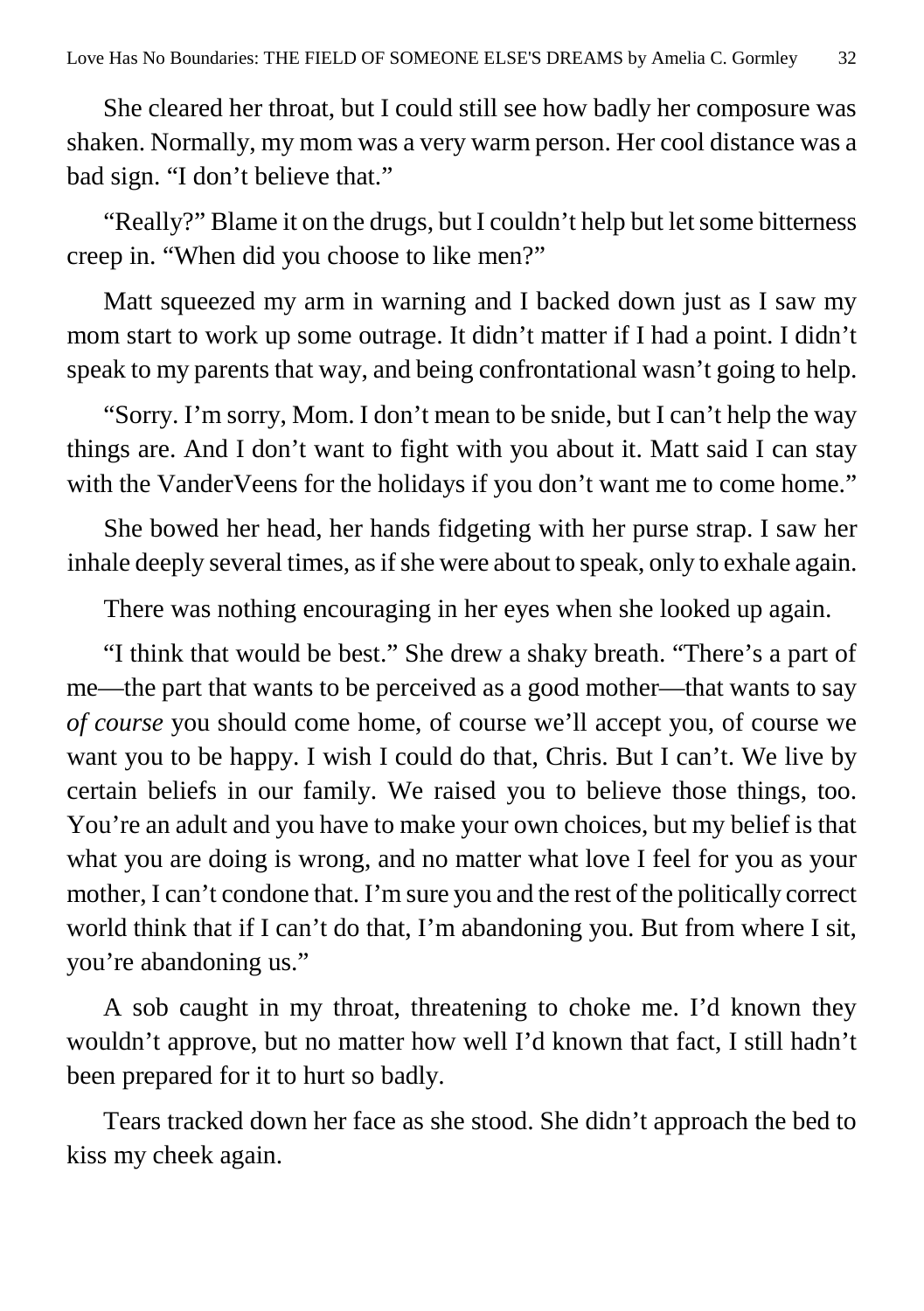She cleared her throat, but I could still see how badly her composure was shaken. Normally, my mom was a very warm person. Her cool distance was a bad sign. "I don't believe that."

"Really?" Blame it on the drugs, but I couldn't help but let some bitterness creep in. "When did you choose to like men?"

Matt squeezed my arm in warning and I backed down just as I saw my mom start to work up some outrage. It didn't matter if I had a point. I didn't speak to my parents that way, and being confrontational wasn't going to help.

"Sorry. I'm sorry, Mom. I don't mean to be snide, but I can't help the way things are. And I don't want to fight with you about it. Matt said I can stay with the VanderVeens for the holidays if you don't want me to come home."

She bowed her head, her hands fidgeting with her purse strap. I saw her inhale deeply several times, as if she were about to speak, only to exhale again.

There was nothing encouraging in her eyes when she looked up again.

"I think that would be best." She drew a shaky breath. "There's a part of me—the part that wants to be perceived as a good mother—that wants to say *of course* you should come home, of course we'll accept you, of course we want you to be happy. I wish I could do that, Chris. But I can't. We live by certain beliefs in our family. We raised you to believe those things, too. You're an adult and you have to make your own choices, but my belief is that what you are doing is wrong, and no matter what love I feel for you as your mother, I can't condone that. I'm sure you and the rest of the politically correct world think that if I can't do that, I'm abandoning you. But from where I sit, you're abandoning us."

A sob caught in my throat, threatening to choke me. I'd known they wouldn't approve, but no matter how well I'd known that fact, I still hadn't been prepared for it to hurt so badly.

Tears tracked down her face as she stood. She didn't approach the bed to kiss my cheek again.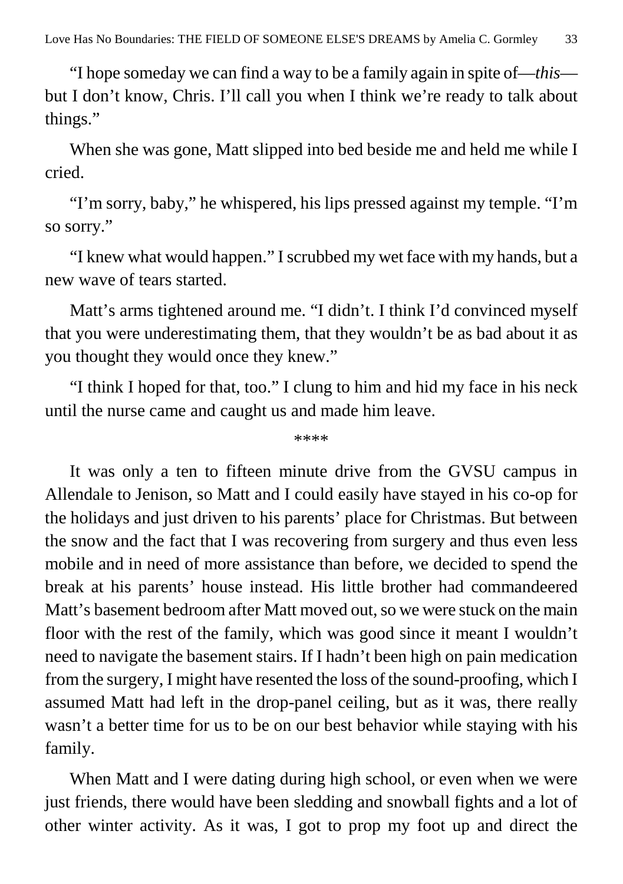"I hope someday we can find a way to be a family again in spite of—*this*—but I don't know, Chris. I'll call you when I think we're ready to talk about things."

When she was gone, Matt slipped into bed beside me and held me while I cried.

"I'm sorry, baby," he whispered, his lips pressed against my temple. "I'm so sorry."

"I knew what would happen." I scrubbed my wet face with my hands, but a new wave of tears started.

Matt's arms tightened around me. "I didn't. I think I'd convinced myself that you were underestimating them, that they wouldn't be as bad about it as you thought they would once they knew."

"I think I hoped for that, too." I clung to him and hid my face in his neck until the nurse came and caught us and made him leave.

\*\*\*\*

It was only a ten to fifteen minute drive from the GVSU campus in Allendale to Jenison, so Matt and I could easily have stayed in his co-op for the holidays and just driven to his parents' place for Christmas. But between the snow and the fact that I was recovering from surgery and thus even less mobile and in need of more assistance than before, we decided to spend the break at his parents' house instead. His little brother had commandeered Matt's basement bedroom after Matt moved out, so we were stuck on the main floor with the rest of the family, which was good since it meant I wouldn't need to navigate the basement stairs. If I hadn't been high on pain medication from the surgery, I might have resented the loss of the sound-proofing, which I assumed Matt had left in the drop-panel ceiling, but as it was, there really wasn't a better time for us to be on our best behavior while staying with his family.

When Matt and I were dating during high school, or even when we were just friends, there would have been sledding and snowball fights and a lot of other winter activity. As it was, I got to prop my foot up and direct the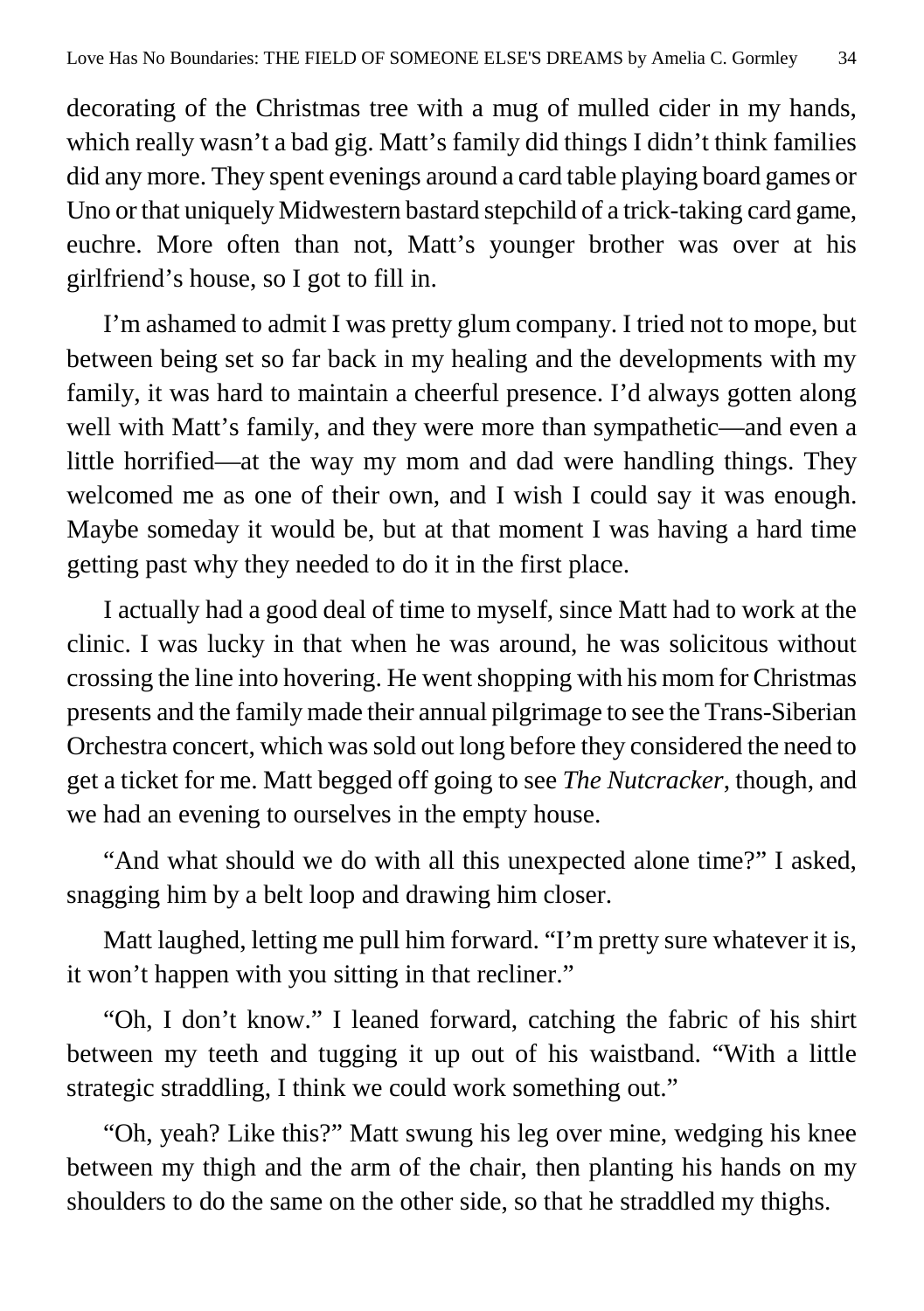decorating of the Christmas tree with a mug of mulled cider in my hands, which really wasn't a bad gig. Matt's family did things I didn't think families did any more. They spent evenings around a card table playing board games or Uno or that uniquely Midwestern bastard stepchild of a trick-taking card game, euchre. More often than not, Matt's younger brother was over at his girlfriend's house, so I got to fill in.

I'm ashamed to admit I was pretty glum company. I tried not to mope, but between being set so far back in my healing and the developments with my family, it was hard to maintain a cheerful presence. I'd always gotten along well with Matt's family, and they were more than sympathetic—and even a little horrified—at the way my mom and dad were handling things. They welcomed me as one of their own, and I wish I could say it was enough. Maybe someday it would be, but at that moment I was having a hard time getting past why they needed to do it in the first place.

I actually had a good deal of time to myself, since Matt had to work at the clinic. I was lucky in that when he was around, he was solicitous without crossing the line into hovering. He went shopping with his mom for Christmas presents and the family made their annual pilgrimage to see the Trans-Siberian Orchestra concert, which was sold out long before they considered the need to get a ticket for me. Matt begged off going to see *The Nutcracker*, though, and we had an evening to ourselves in the empty house.

"And what should we do with all this unexpected alone time?" I asked, snagging him by a belt loop and drawing him closer.

Matt laughed, letting me pull him forward. "I'm pretty sure whatever it is, it won't happen with you sitting in that recliner."

"Oh, I don't know." I leaned forward, catching the fabric of his shirt between my teeth and tugging it up out of his waistband. "With a little strategic straddling, I think we could work something out."

"Oh, yeah? Like this?" Matt swung his leg over mine, wedging his knee between my thigh and the arm of the chair, then planting his hands on my shoulders to do the same on the other side, so that he straddled my thighs.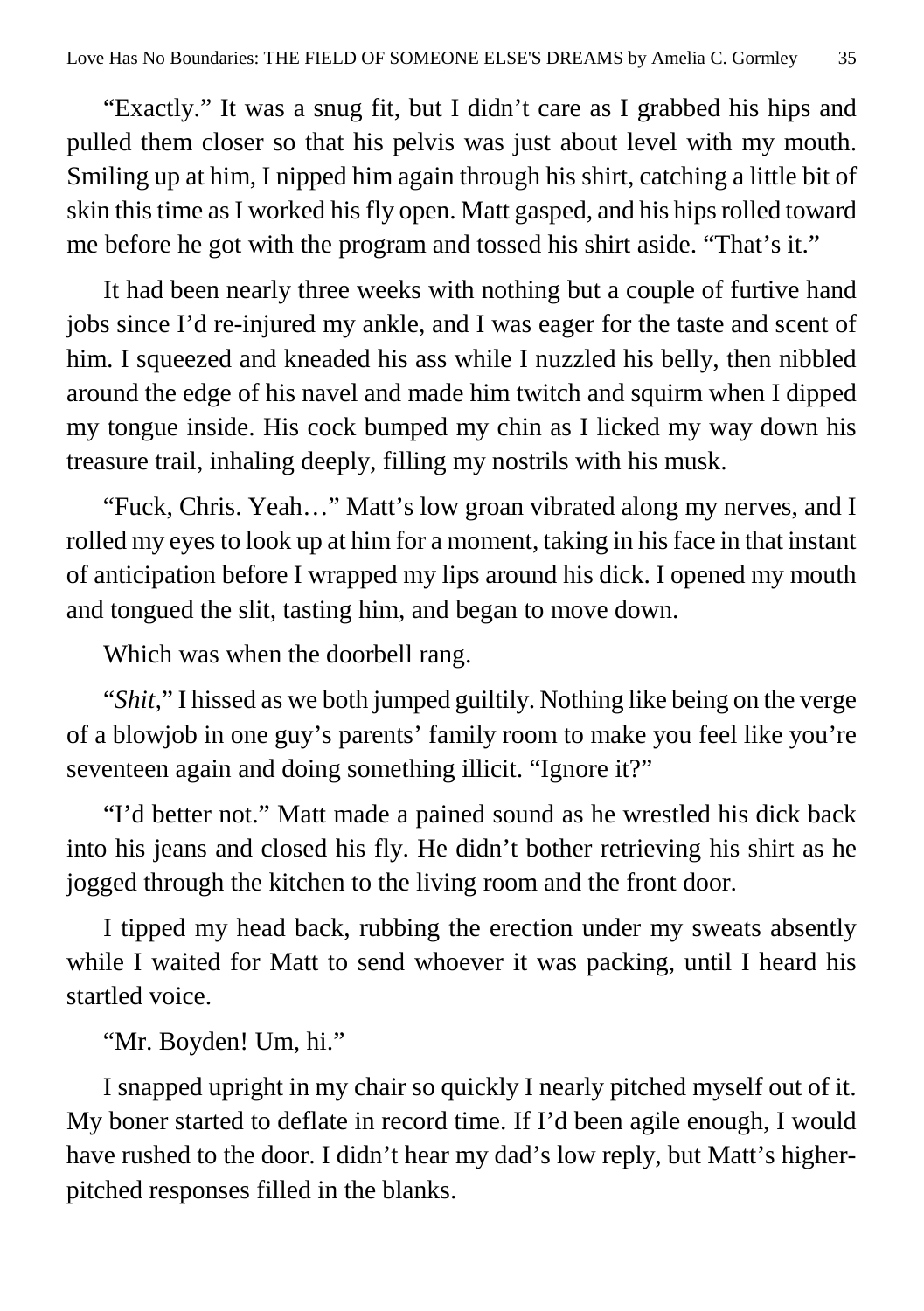"Exactly." It was a snug fit, but I didn't care as I grabbed his hips and pulled them closer so that his pelvis was just about level with my mouth. Smiling up at him, I nipped him again through his shirt, catching a little bit of skin this time as I worked his fly open. Matt gasped, and his hips rolled toward me before he got with the program and tossed his shirt aside. "That's it."

It had been nearly three weeks with nothing but a couple of furtive hand jobs since I'd re-injured my ankle, and I was eager for the taste and scent of him. I squeezed and kneaded his ass while I nuzzled his belly, then nibbled around the edge of his navel and made him twitch and squirm when I dipped my tongue inside. His cock bumped my chin as I licked my way down his treasure trail, inhaling deeply, filling my nostrils with his musk.

"Fuck, Chris. Yeah…" Matt's low groan vibrated along my nerves, and I rolled my eyes to look up at him for a moment, taking in his face in that instant of anticipation before I wrapped my lips around his dick. I opened my mouth and tongued the slit, tasting him, and began to move down.

Which was when the doorbell rang.

"*Shit*," I hissed as we both jumped guiltily. Nothing like being on the verge of a blowjob in one guy's parents' family room to make you feel like you're seventeen again and doing something illicit. "Ignore it?"

"I'd better not." Matt made a pained sound as he wrestled his dick back into his jeans and closed his fly. He didn't bother retrieving his shirt as he jogged through the kitchen to the living room and the front door.

I tipped my head back, rubbing the erection under my sweats absently while I waited for Matt to send whoever it was packing, until I heard his startled voice.

"Mr. Boyden! Um, hi."

I snapped upright in my chair so quickly I nearly pitched myself out of it. My boner started to deflate in record time. If I'd been agile enough, I would have rushed to the door. I didn't hear my dad's low reply, but Matt's higher-pitched responses filled in the blanks.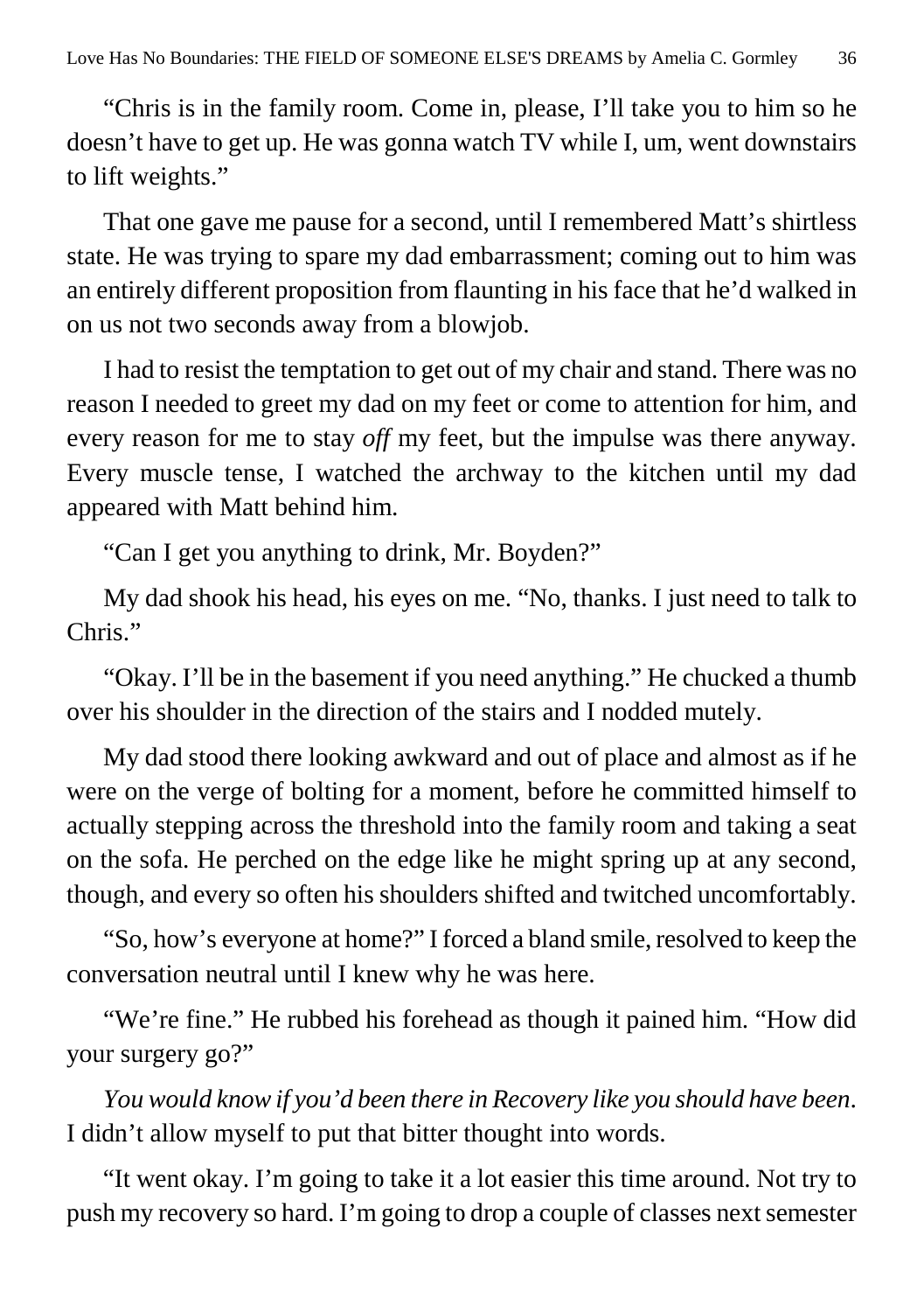"Chris is in the family room. Come in, please, I'll take you to him so he doesn't have to get up. He was gonna watch TV while I, um, went downstairs to lift weights."

That one gave me pause for a second, until I remembered Matt's shirtless state. He was trying to spare my dad embarrassment; coming out to him was an entirely different proposition from flaunting in his face that he'd walked in on us not two seconds away from a blowjob.

I had to resist the temptation to get out of my chair and stand. There was no reason I needed to greet my dad on my feet or come to attention for him, and every reason for me to stay *off* my feet, but the impulse was there anyway. Every muscle tense, I watched the archway to the kitchen until my dad appeared with Matt behind him.

"Can I get you anything to drink, Mr. Boyden?"

My dad shook his head, his eyes on me. "No, thanks. I just need to talk to Chris."

"Okay. I'll be in the basement if you need anything." He chucked a thumb over his shoulder in the direction of the stairs and I nodded mutely.

My dad stood there looking awkward and out of place and almost as if he were on the verge of bolting for a moment, before he committed himself to actually stepping across the threshold into the family room and taking a seat on the sofa. He perched on the edge like he might spring up at any second, though, and every so often his shoulders shifted and twitched uncomfortably.

"So, how's everyone at home?" I forced a bland smile, resolved to keep the conversation neutral until I knew why he was here.

"We're fine." He rubbed his forehead as though it pained him. "How did your surgery go?"

*You would know if you'd been there in Recovery like you should have been.* I didn't allow myself to put that bitter thought into words.

"It went okay. I'm going to take it a lot easier this time around. Not try to push my recovery so hard. I'm going to drop a couple of classes next semester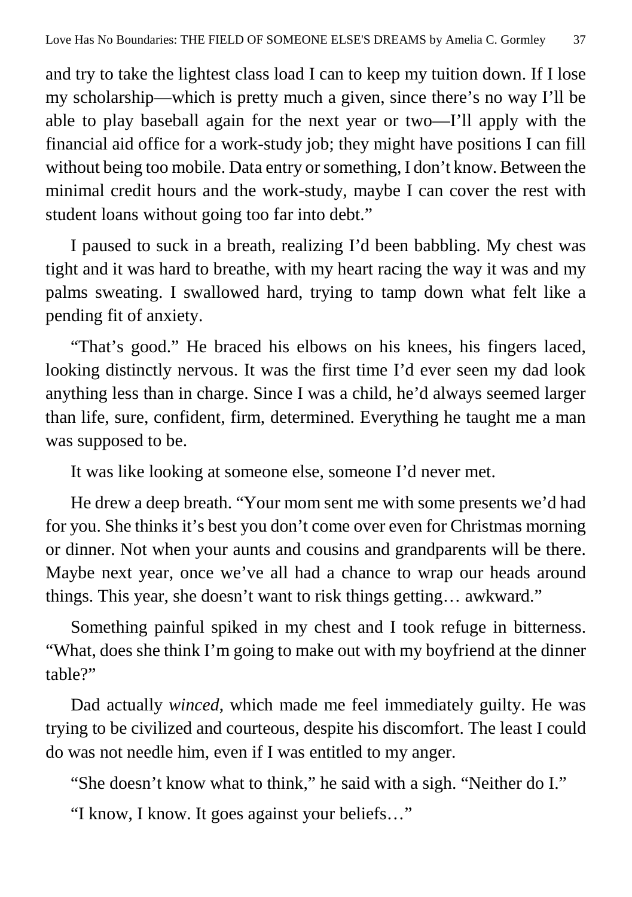and try to take the lightest class load I can to keep my tuition down. If I lose my scholarship—which is pretty much a given, since there's no way I'll be able to play baseball again for the next year or two—I'll apply with the financial aid office for a work-study job; they might have positions I can fill without being too mobile. Data entry or something, I don't know. Between the minimal credit hours and the work-study, maybe I can cover the rest with student loans without going too far into debt."

I paused to suck in a breath, realizing I'd been babbling. My chest was tight and it was hard to breathe, with my heart racing the way it was and my palms sweating. I swallowed hard, trying to tamp down what felt like a pending fit of anxiety.

"That's good." He braced his elbows on his knees, his fingers laced, looking distinctly nervous. It was the first time I'd ever seen my dad look anything less than in charge. Since I was a child, he'd always seemed larger than life, sure, confident, firm, determined. Everything he taught me a man was supposed to be.

It was like looking at someone else, someone I'd never met.

He drew a deep breath. "Your mom sent me with some presents we'd had for you. She thinks it's best you don't come over even for Christmas morning or dinner. Not when your aunts and cousins and grandparents will be there. Maybe next year, once we've all had a chance to wrap our heads around things. This year, she doesn't want to risk things getting… awkward."

Something painful spiked in my chest and I took refuge in bitterness. "What, does she think I'm going to make out with my boyfriend at the dinner table?"

Dad actually *winced*, which made me feel immediately guilty. He was trying to be civilized and courteous, despite his discomfort. The least I could do was not needle him, even if I was entitled to my anger.

"She doesn't know what to think," he said with a sigh. "Neither do I."

"I know, I know. It goes against your beliefs…"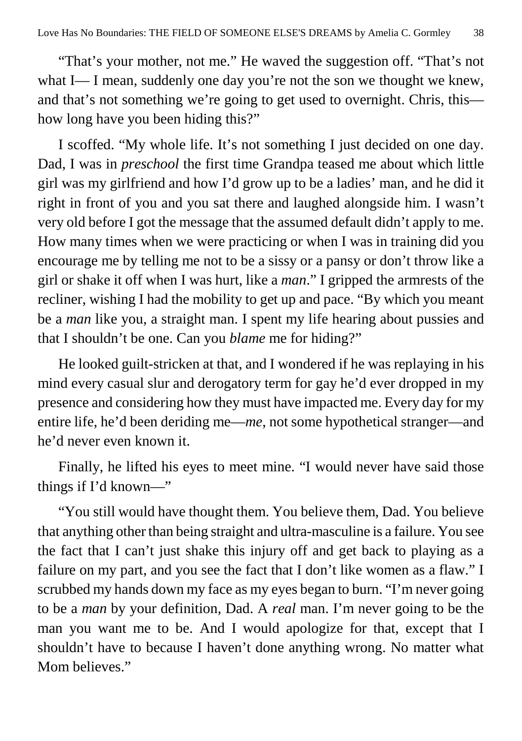"That's your mother, not me." He waved the suggestion off. "That's not what I— I mean, suddenly one day you're not the son we thought we knew, and that's not something we're going to get used to overnight. Chris, this—how long have you been hiding this?"

I scoffed. "My whole life. It's not something I just decided on one day. Dad, I was in *preschool* the first time Grandpa teased me about which little girl was my girlfriend and how I'd grow up to be a ladies' man, and he did it right in front of you and you sat there and laughed alongside him. I wasn't very old before I got the message that the assumed default didn't apply to me. How many times when we were practicing or when I was in training did you encourage me by telling me not to be a sissy or a pansy or don't throw like a girl or shake it off when I was hurt, like a *man*." I gripped the armrests of the recliner, wishing I had the mobility to get up and pace. "By which you meant be a *man* like you, a straight man. I spent my life hearing about pussies and that I shouldn't be one. Can you *blame* me for hiding?"

He looked guilt-stricken at that, and I wondered if he was replaying in his mind every casual slur and derogatory term for gay he'd ever dropped in my presence and considering how they must have impacted me. Every day for my entire life, he'd been deriding me—*me*, not some hypothetical stranger—and he'd never even known it.

Finally, he lifted his eyes to meet mine. "I would never have said those things if I'd known—"

"You still would have thought them. You believe them, Dad. You believe that anything other than being straight and ultra-masculine is a failure. You see the fact that I can't just shake this injury off and get back to playing as a failure on my part, and you see the fact that I don't like women as a flaw." I scrubbed my hands down my face as my eyes began to burn. "I'm never going to be a *man* by your definition, Dad. A *real* man. I'm never going to be the man you want me to be. And I would apologize for that, except that I shouldn't have to because I haven't done anything wrong. No matter what Mom believes."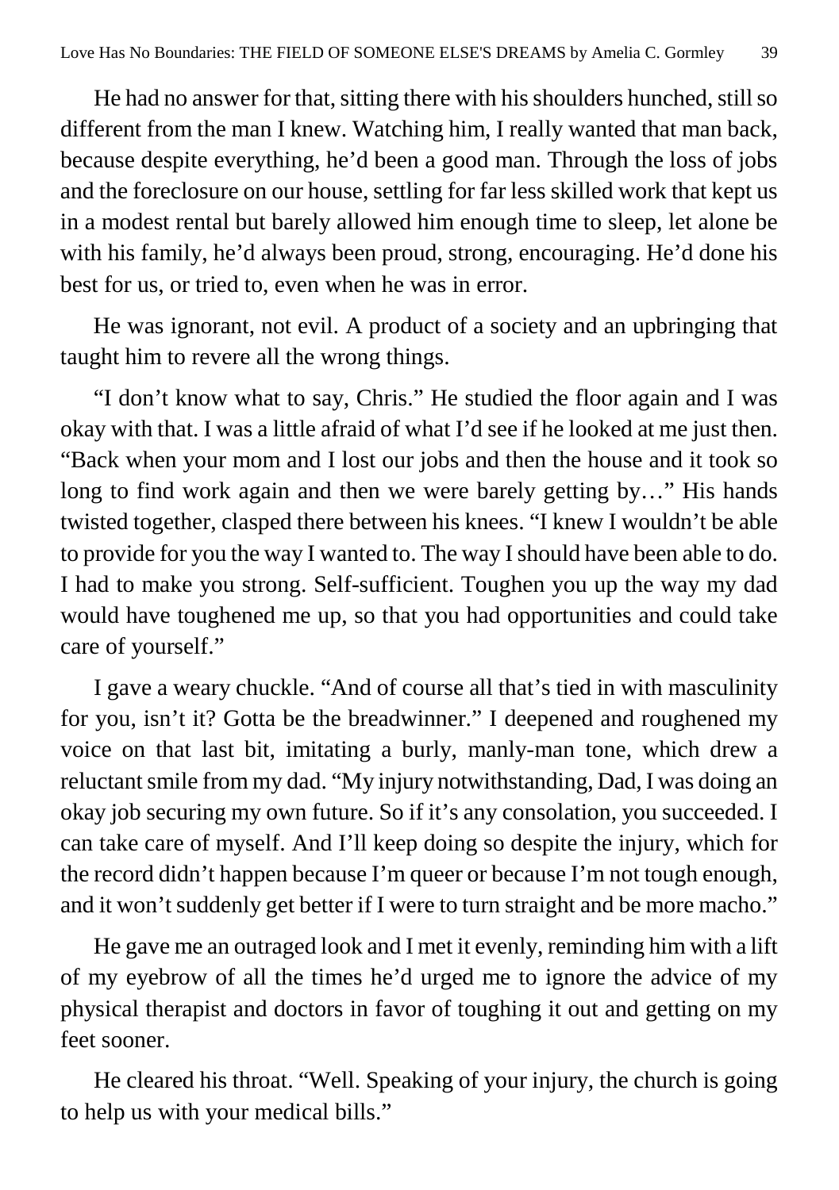He had no answer for that, sitting there with his shoulders hunched, still so different from the man I knew. Watching him, I really wanted that man back, because despite everything, he'd been a good man. Through the loss of jobs and the foreclosure on our house, settling for far less skilled work that kept us in a modest rental but barely allowed him enough time to sleep, let alone be with his family, he'd always been proud, strong, encouraging. He'd done his best for us, or tried to, even when he was in error.

He was ignorant, not evil. A product of a society and an upbringing that taught him to revere all the wrong things.

"I don't know what to say, Chris." He studied the floor again and I was okay with that. I was a little afraid of what I'd see if he looked at me just then. "Back when your mom and I lost our jobs and then the house and it took so long to find work again and then we were barely getting by…" His hands twisted together, clasped there between his knees. "I knew I wouldn't be able to provide for you the way I wanted to. The way I should have been able to do. I had to make you strong. Self-sufficient. Toughen you up the way my dad would have toughened me up, so that you had opportunities and could take care of yourself."

I gave a weary chuckle. "And of course all that's tied in with masculinity for you, isn't it? Gotta be the breadwinner." I deepened and roughened my voice on that last bit, imitating a burly, manly-man tone, which drew a reluctant smile from my dad. "My injury notwithstanding, Dad, I was doing an okay job securing my own future. So if it's any consolation, you succeeded. I can take care of myself. And I'll keep doing so despite the injury, which for the record didn't happen because I'm queer or because I'm not tough enough, and it won't suddenly get better if I were to turn straight and be more macho."

He gave me an outraged look and I met it evenly, reminding him with a lift of my eyebrow of all the times he'd urged me to ignore the advice of my physical therapist and doctors in favor of toughing it out and getting on my feet sooner.

He cleared his throat. "Well. Speaking of your injury, the church is going to help us with your medical bills."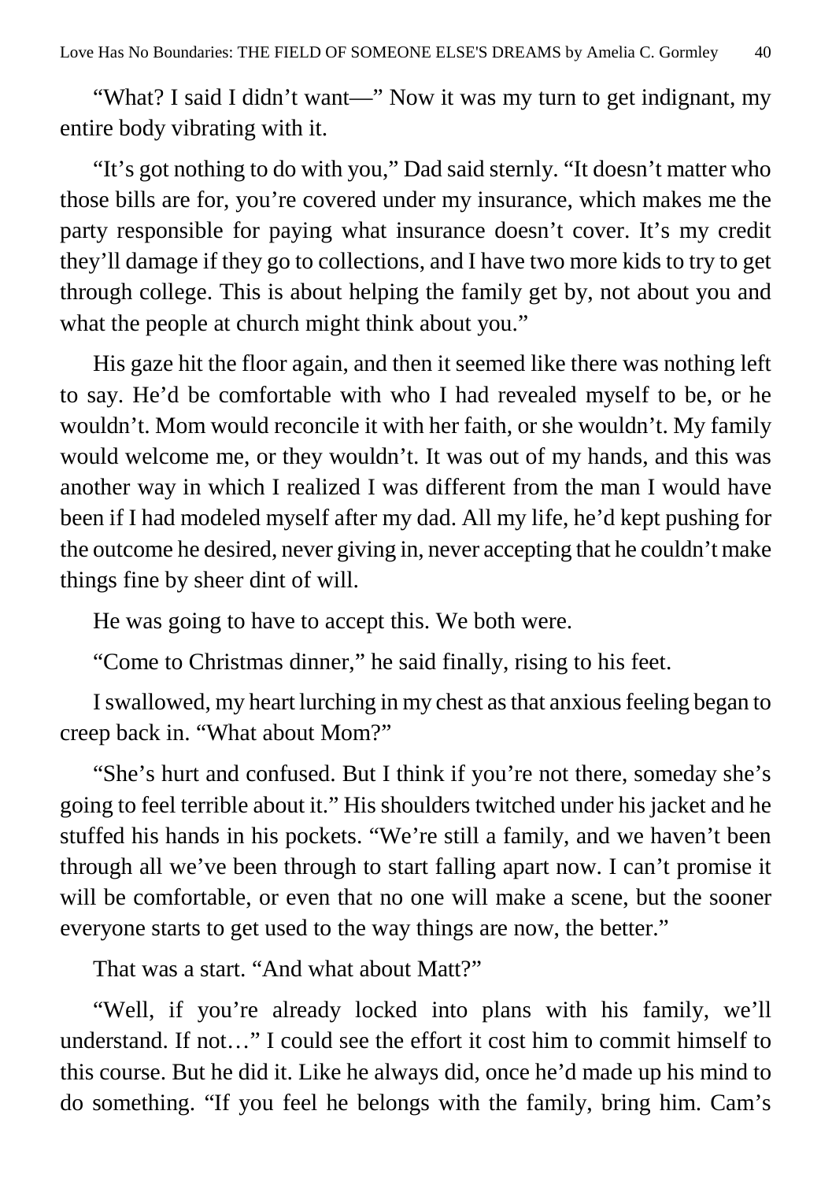"What? I said I didn't want—" Now it was my turn to get indignant, my entire body vibrating with it.

"It's got nothing to do with you," Dad said sternly. "It doesn't matter who those bills are for, you're covered under my insurance, which makes me the party responsible for paying what insurance doesn't cover. It's my credit they'll damage if they go to collections, and I have two more kids to try to get through college. This is about helping the family get by, not about you and what the people at church might think about you."

His gaze hit the floor again, and then it seemed like there was nothing left to say. He'd be comfortable with who I had revealed myself to be, or he wouldn't. Mom would reconcile it with her faith, or she wouldn't. My family would welcome me, or they wouldn't. It was out of my hands, and this was another way in which I realized I was different from the man I would have been if I had modeled myself after my dad. All my life, he'd kept pushing for the outcome he desired, never giving in, never accepting that he couldn't make things fine by sheer dint of will.

He was going to have to accept this. We both were.

"Come to Christmas dinner," he said finally, rising to his feet.

I swallowed, my heart lurching in my chest as that anxious feeling began to creep back in. "What about Mom?"

"She's hurt and confused. But I think if you're not there, someday she's going to feel terrible about it." His shoulders twitched under his jacket and he stuffed his hands in his pockets. "We're still a family, and we haven't been through all we've been through to start falling apart now. I can't promise it will be comfortable, or even that no one will make a scene, but the sooner everyone starts to get used to the way things are now, the better."

That was a start. "And what about Matt?"

"Well, if you're already locked into plans with his family, we'll understand. If not…" I could see the effort it cost him to commit himself to this course. But he did it. Like he always did, once he'd made up his mind to do something. "If you feel he belongs with the family, bring him. Cam's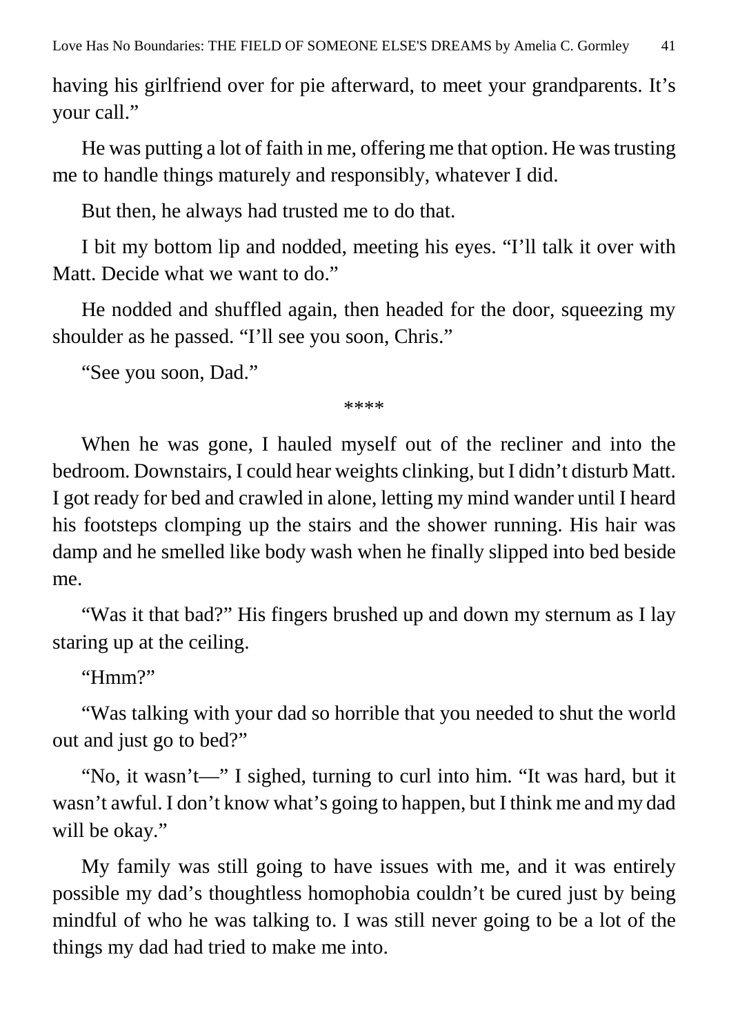having his girlfriend over for pie afterward, to meet your grandparents. It's your call."

He was putting a lot of faith in me, offering me that option. He was trusting me to handle things maturely and responsibly, whatever I did.

But then, he always had trusted me to do that.

I bit my bottom lip and nodded, meeting his eyes. "I'll talk it over with Matt. Decide what we want to do."

He nodded and shuffled again, then headed for the door, squeezing my shoulder as he passed. "I'll see you soon, Chris."

"See you soon, Dad."

****

When he was gone, I hauled myself out of the recliner and into the bedroom. Downstairs, I could hear weights clinking, but I didn't disturb Matt. I got ready for bed and crawled in alone, letting my mind wander until I heard his footsteps clomping up the stairs and the shower running. His hair was damp and he smelled like body wash when he finally slipped into bed beside me.

"Was it that bad?" His fingers brushed up and down my sternum as I lay staring up at the ceiling.

"Hmm?"

"Was talking with your dad so horrible that you needed to shut the world out and just go to bed?"

"No, it wasn't—" I sighed, turning to curl into him. "It was hard, but it wasn't awful. I don't know what's going to happen, but I think me and my dad will be okay."

My family was still going to have issues with me, and it was entirely possible my dad's thoughtless homophobia couldn't be cured just by being mindful of who he was talking to. I was still never going to be a lot of the things my dad had tried to make me into.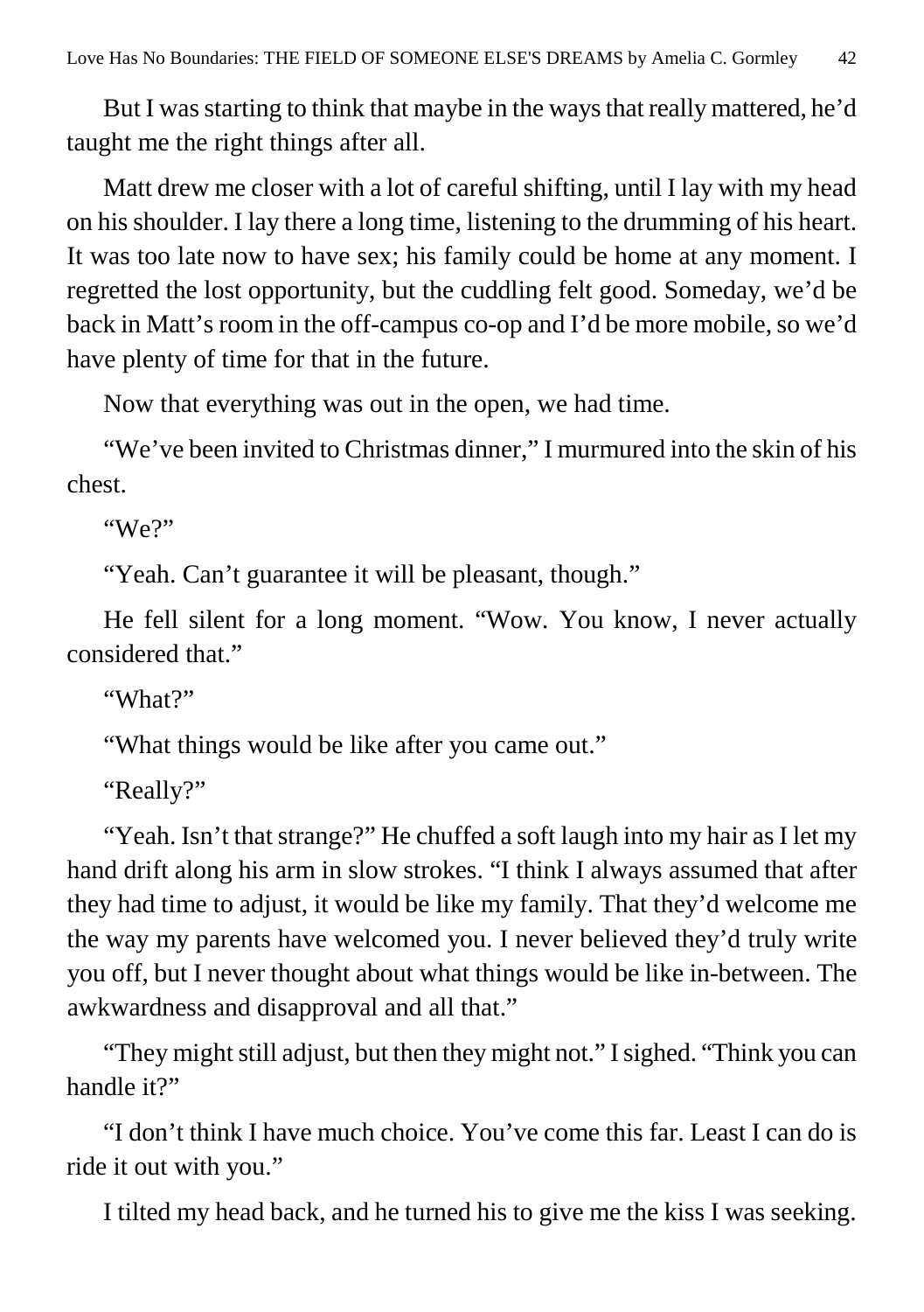But I was starting to think that maybe in the ways that really mattered, he'd taught me the right things after all.

Matt drew me closer with a lot of careful shifting, until I lay with my head on his shoulder. I lay there a long time, listening to the drumming of his heart. It was too late now to have sex; his family could be home at any moment. I regretted the lost opportunity, but the cuddling felt good. Someday, we'd be back in Matt's room in the off-campus co-op and I'd be more mobile, so we'd have plenty of time for that in the future.

Now that everything was out in the open, we had time.

"We've been invited to Christmas dinner," I murmured into the skin of his chest.

"We?"

"Yeah. Can't guarantee it will be pleasant, though."

He fell silent for a long moment. "Wow. You know, I never actually considered that."

"What?"

"What things would be like after you came out."

"Really?"

"Yeah. Isn't that strange?" He chuffed a soft laugh into my hair as I let my hand drift along his arm in slow strokes. "I think I always assumed that after they had time to adjust, it would be like my family. That they'd welcome me the way my parents have welcomed you. I never believed they'd truly write you off, but I never thought about what things would be like in-between. The awkwardness and disapproval and all that."

"They might still adjust, but then they might not." I sighed. "Think you can handle it?"

"I don't think I have much choice. You've come this far. Least I can do is ride it out with you."

I tilted my head back, and he turned his to give me the kiss I was seeking.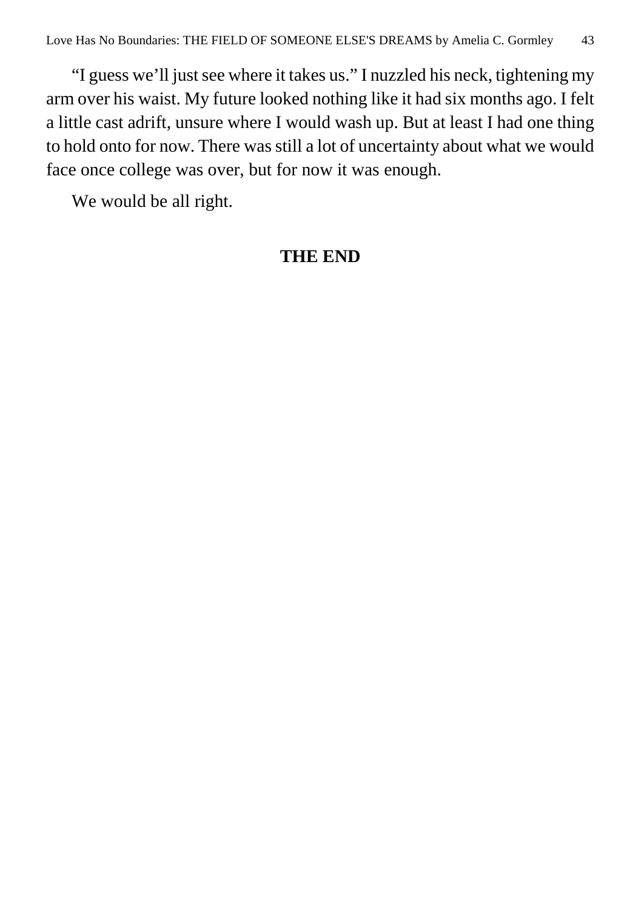"I guess we'll just see where it takes us." I nuzzled his neck, tightening my arm over his waist. My future looked nothing like it had six months ago. I felt a little cast adrift, unsure where I would wash up. But at least I had one thing to hold onto for now. There was still a lot of uncertainty about what we would face once college was over, but for now it was enough.

We would be all right.

**THE END**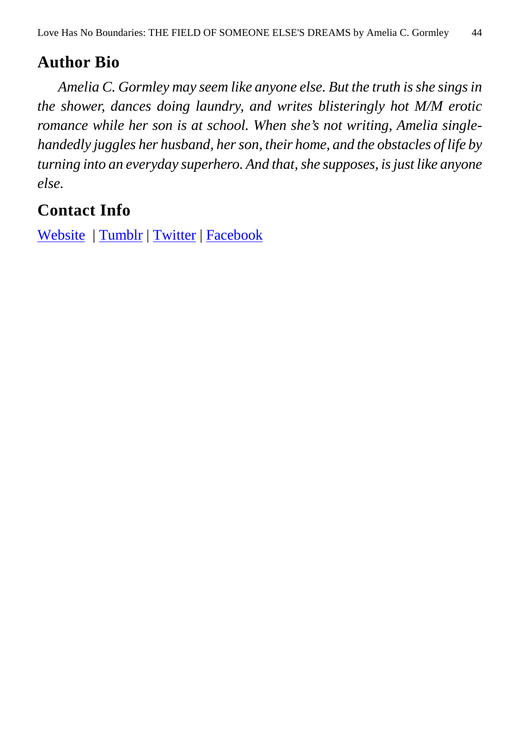## Author Bio

*Amelia C. Gormley may seem like anyone else. But the truth is she sings in the shower, dances doing laundry, and writes blisteringly hot M/M erotic romance while her son is at school. When she's not writing, Amelia single-handedly juggles her husband, her son, their home, and the obstacles of life by turning into an everyday superhero. And that, she supposes, is just like anyone else.*

## Contact Info

Website | Tumblr | Twitter | Facebook